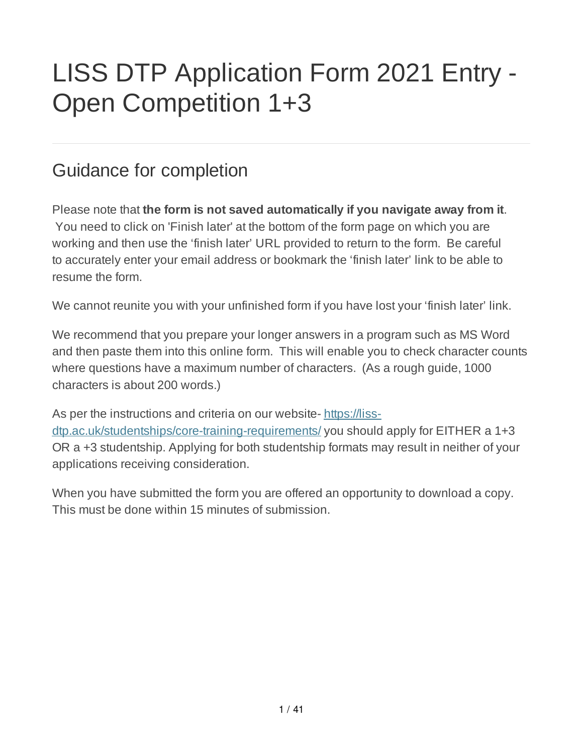# LISS DTP Application Form 2021 Entry - Open Competition 1+3

## Guidance for completion

Please note that **the form is not saved automatically if you navigate away from it**. You need to click on 'Finish later' at the bottom of the form page on which you are working and then use the 'finish later' URL provided to return to the form. Be careful to accurately enter your email address or bookmark the 'finish later' link to be able to resume the form.

We cannot reunite you with your unfinished form if you have lost your 'finish later' link.

We recommend that you prepare your longer answers in a program such as MS Word and then paste them into this online form. This will enable you to check character counts where questions have a maximum number of characters. (As a rough guide, 1000 characters is about 200 words.)

As per the instructions and criteria on our website- [https://liss-dtp.ac.uk/studentships/core-training-requirements/](https://liss-dtp.ac.uk/studentships/core-training-requirements/) you should apply for EITHER a 1+3 OR a +3 studentship. Applying for both studentship formats may result in neither of your applications receiving consideration.

When you have submitted the form you are offered an opportunity to download a copy. This must be done within 15 minutes of submission.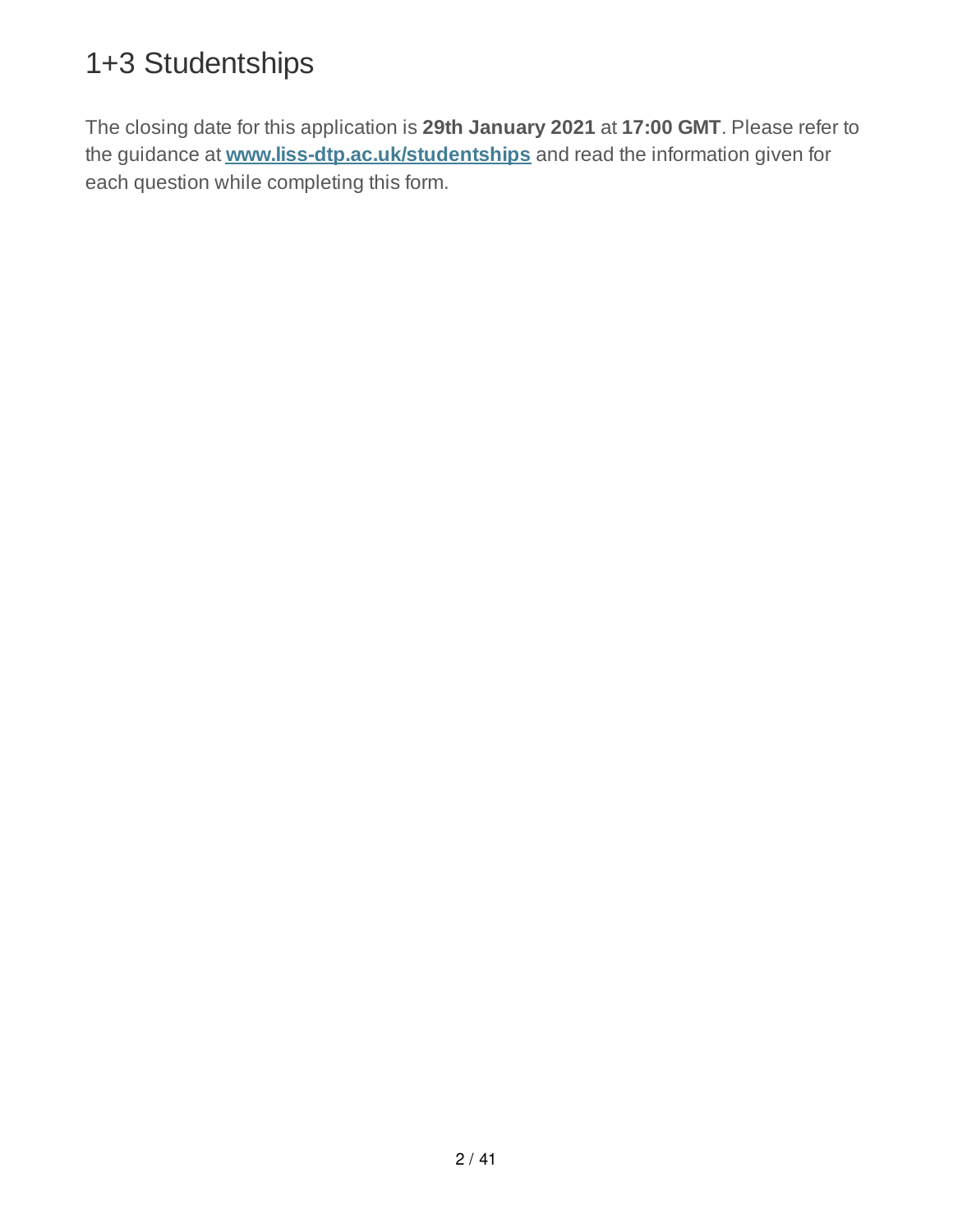# 1+3 Studentships

The closing date for this application is **29th January 2021** at **17:00 GMT**. Please refer to the guidance at **[www.liss-dtp.ac.uk/studentships](http://www.liss-dtp.ac.uk/studentships)** and read the information given for each question while completing this form.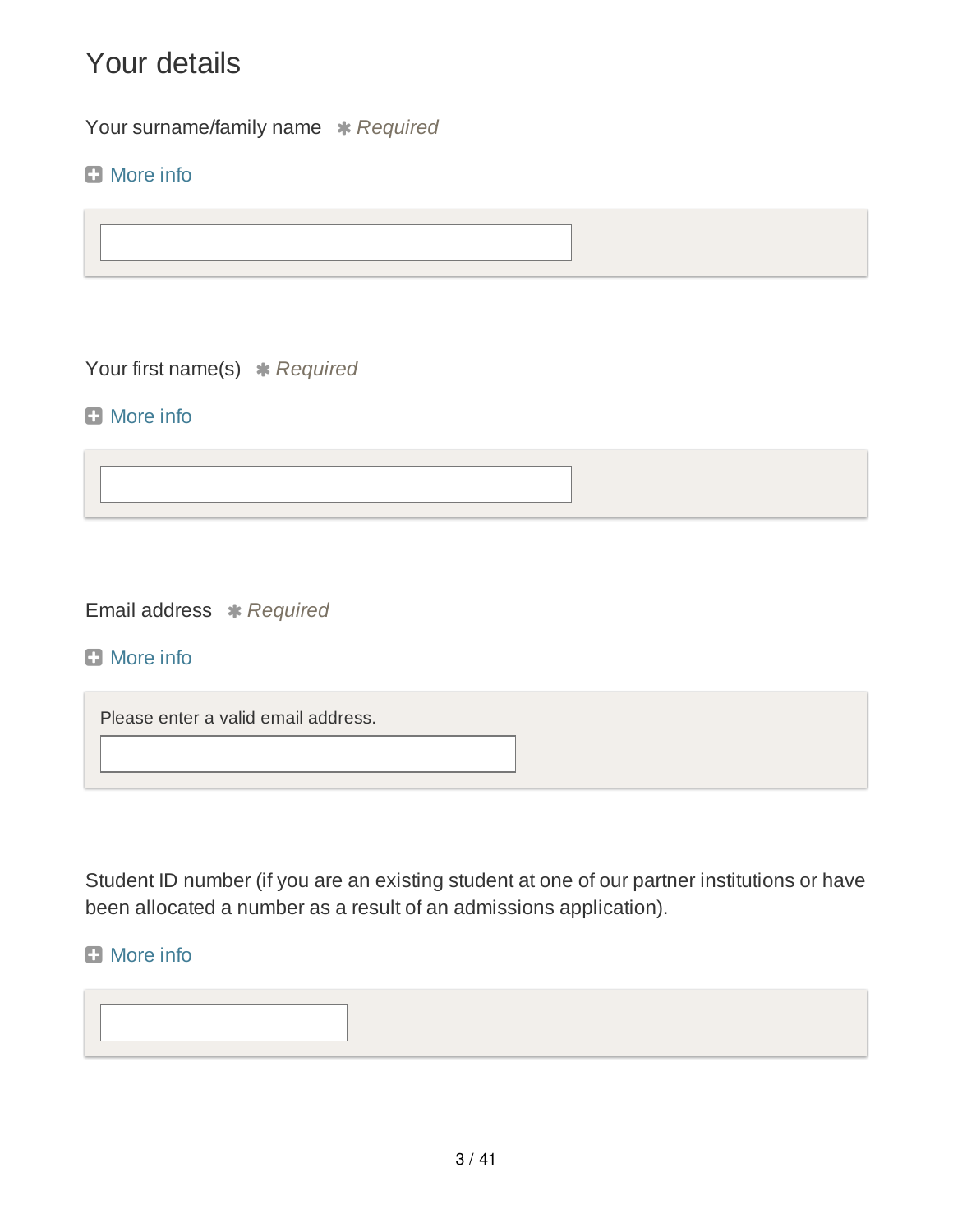# Your details

Your surname/family name ✱ *Required*

More info

Your first name(s) ✱ *Required*

More info

Email address ✱ *Required*

More info

Please enter a valid email address.

Student ID number (if you are an existing student at one of our partner institutions or have been allocated a number as a result of an admissions application).

More info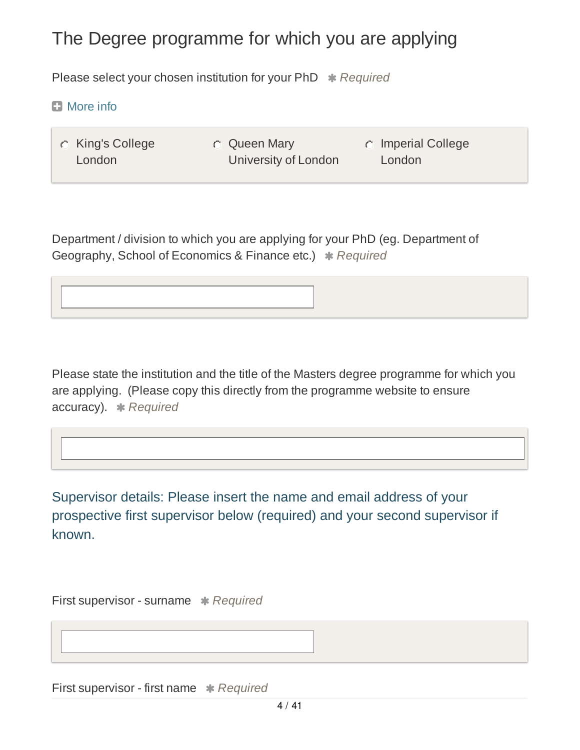## The Degree programme for which you are applying

Please select your chosen institution for your PhD ✱ *Required*

More info

- ○ King's College London
- ○ Queen Mary University of London
- ○ Imperial College London

Department / division to which you are applying for your PhD (eg. Department of Geography, School of Economics & Finance etc.) ✱ *Required*

Please state the institution and the title of the Masters degree programme for which you are applying. (Please copy this directly from the programme website to ensure accuracy). ✱ *Required*

### Supervisor details: Please insert the name and email address of your prospective first supervisor below (required) and your second supervisor if known.

First supervisor - surname ✱ *Required*

First supervisor - first name ✱ *Required*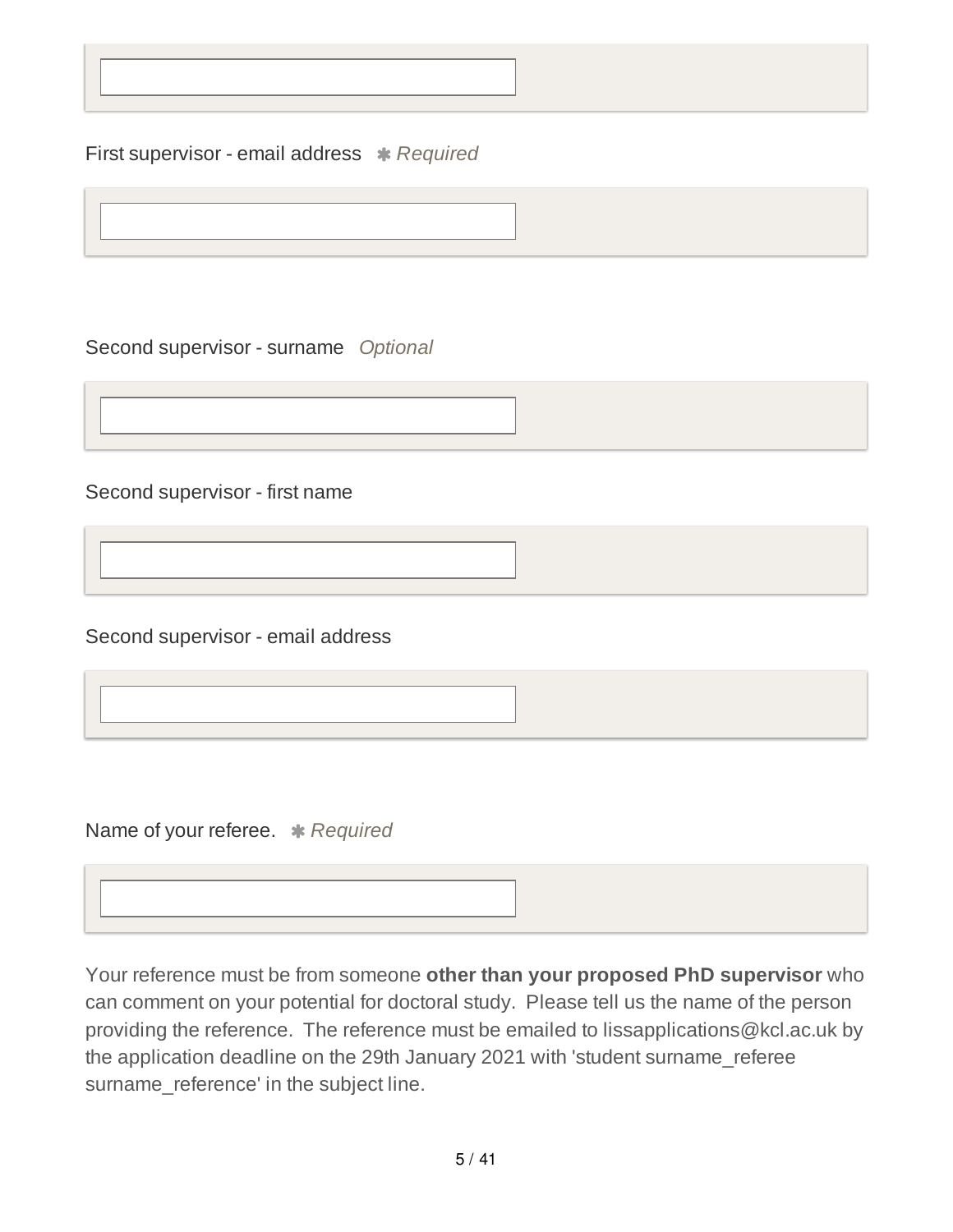First supervisor - email address ✱ *Required*

Second supervisor - surname *Optional*

Second supervisor - first name

Second supervisor - email address

Name of your referee. ✱ *Required*

Your reference must be from someone **other than your proposed PhD supervisor** who can comment on your potential for doctoral study. Please tell us the name of the person providing the reference. The reference must be emailed to lissapplications@kcl.ac.uk by the application deadline on the 29th January 2021 with 'student surname_referee surname_reference' in the subject line.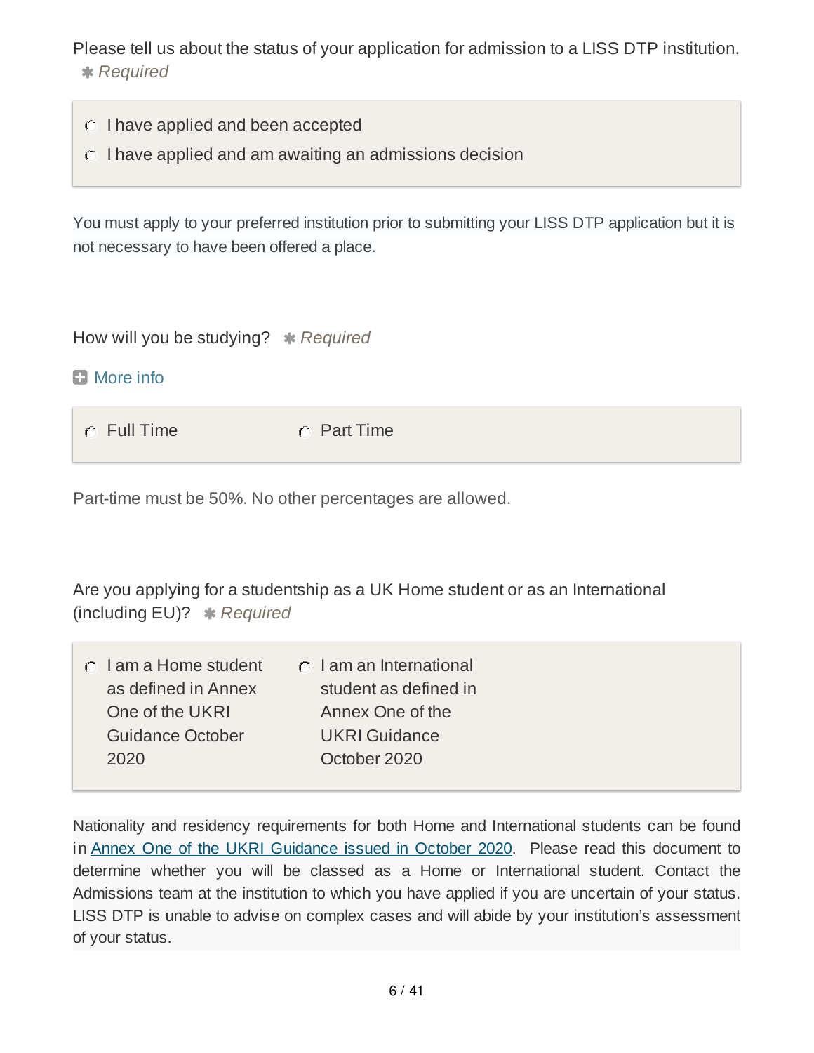Please tell us about the status of your application for admission to a LISS DTP institution. ✱ *Required*

- ○ I have applied and been accepted
- ○ I have applied and am awaiting an admissions decision

You must apply to your preferred institution prior to submitting your LISS DTP application but it is not necessary to have been offered a place.

How will you be studying? ✱ *Required*

⊞ More info

- ○ Full Time
- ○ Part Time

Part-time must be 50%. No other percentages are allowed.

Are you applying for a studentship as a UK Home student or as an International (including EU)? ✱ *Required*

- ○ I am a Home student as defined in Annex One of the UKRI Guidance October 2020
- ○ I am an International student as defined in Annex One of the UKRI Guidance October 2020

Nationality and residency requirements for both Home and International students can be found in Annex One of the UKRI Guidance issued in October 2020. Please read this document to determine whether you will be classed as a Home or International student. Contact the Admissions team at the institution to which you have applied if you are uncertain of your status. LISS DTP is unable to advise on complex cases and will abide by your institution's assessment of your status.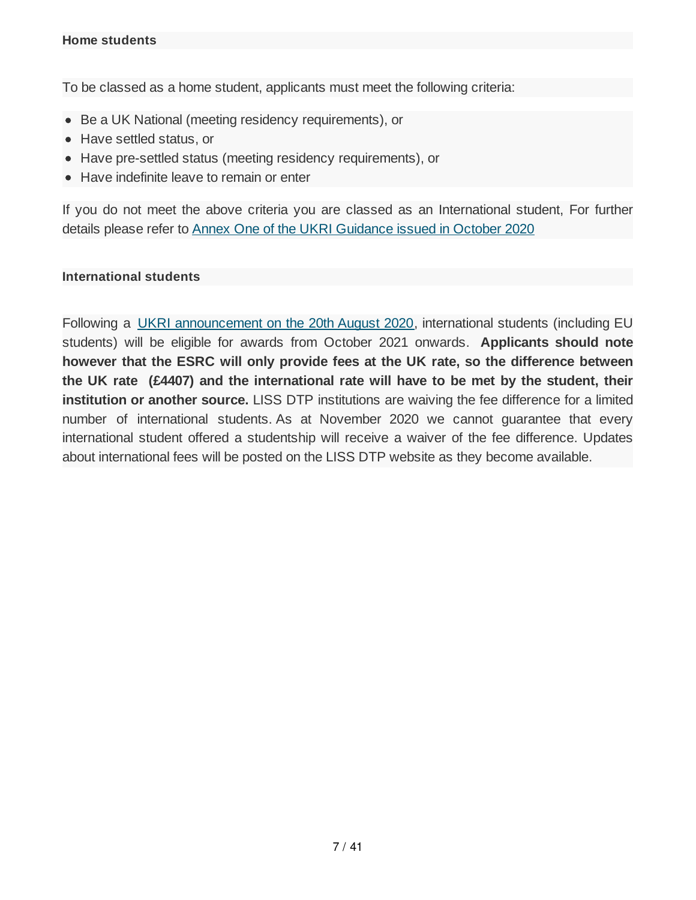**Home students**

To be classed as a home student, applicants must meet the following criteria:

- Be a UK National (meeting residency requirements), or
- Have settled status, or
- Have pre-settled status (meeting residency requirements), or
- Have indefinite leave to remain or enter

If you do not meet the above criteria you are classed as an International student, For further details please refer to [Annex One of the UKRI Guidance issued in October 2020]

**International students**

Following a [UKRI announcement on the 20th August 2020], international students (including EU students) will be eligible for awards from October 2021 onwards. **Applicants should note however that the ESRC will only provide fees at the UK rate, so the difference between the UK rate (£4407) and the international rate will have to be met by the student, their institution or another source.** LISS DTP institutions are waiving the fee difference for a limited number of international students. As at November 2020 we cannot guarantee that every international student offered a studentship will receive a waiver of the fee difference. Updates about international fees will be posted on the LISS DTP website as they become available.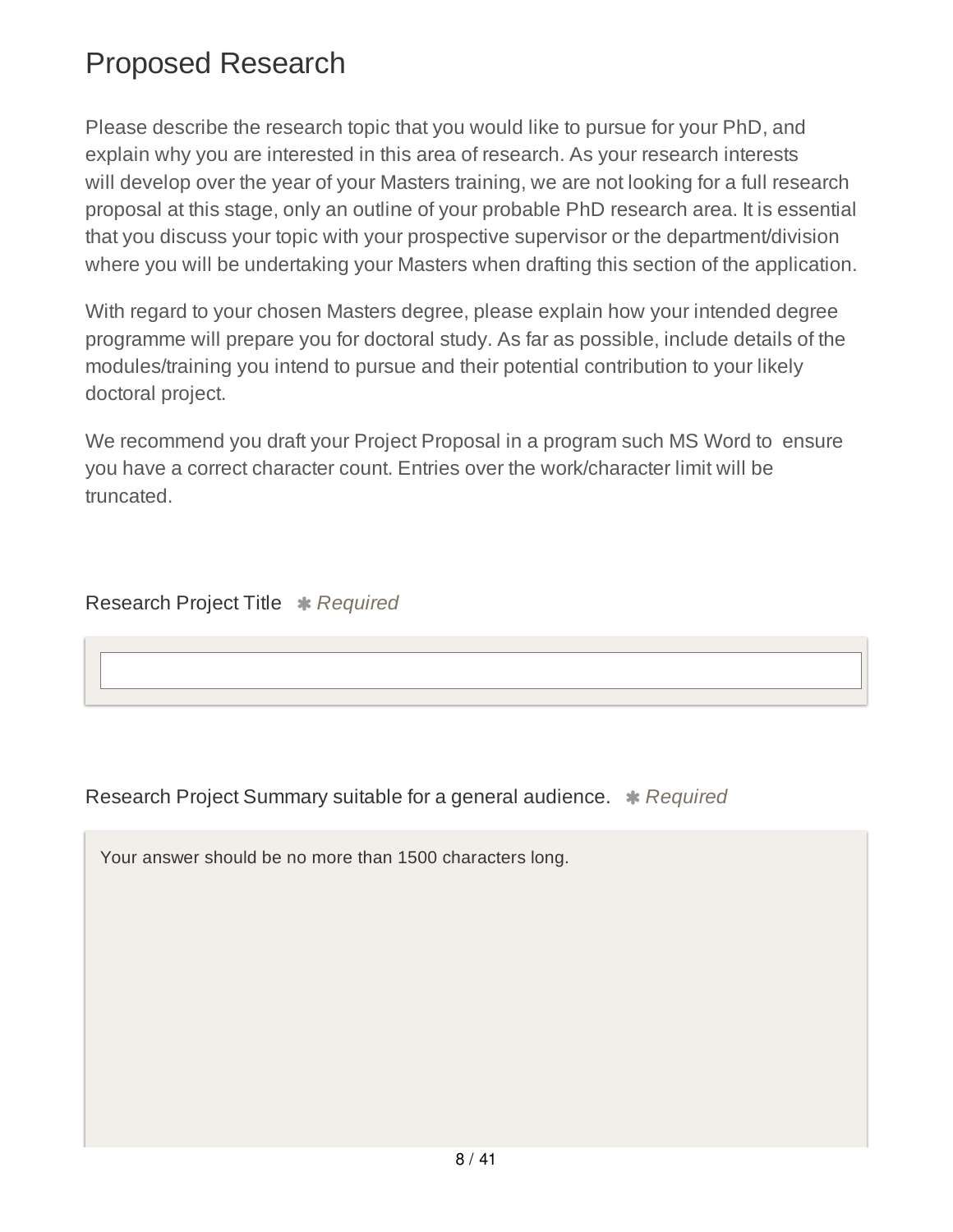# Proposed Research

Please describe the research topic that you would like to pursue for your PhD, and explain why you are interested in this area of research. As your research interests will develop over the year of your Masters training, we are not looking for a full research proposal at this stage, only an outline of your probable PhD research area. It is essential that you discuss your topic with your prospective supervisor or the department/division where you will be undertaking your Masters when drafting this section of the application.

With regard to your chosen Masters degree, please explain how your intended degree programme will prepare you for doctoral study. As far as possible, include details of the modules/training you intend to pursue and their potential contribution to your likely doctoral project.

We recommend you draft your Project Proposal in a program such MS Word to ensure you have a correct character count. Entries over the work/character limit will be truncated.

Research Project Title ✱ *Required*

Research Project Summary suitable for a general audience. ✱ *Required*

Your answer should be no more than 1500 characters long.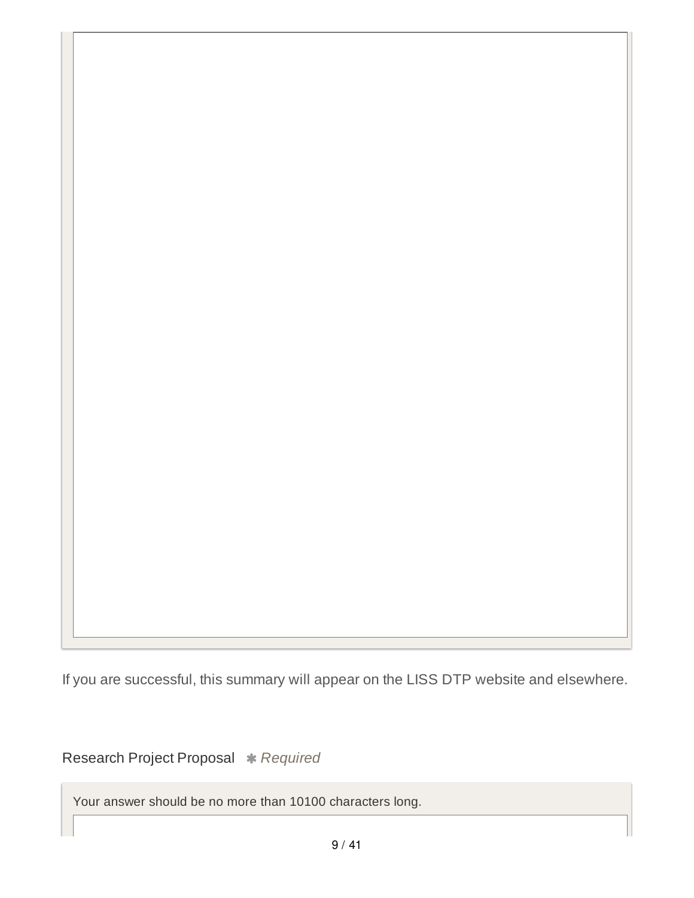If you are successful, this summary will appear on the LISS DTP website and elsewhere.

Research Project Proposal ✱ *Required*

Your answer should be no more than 10100 characters long.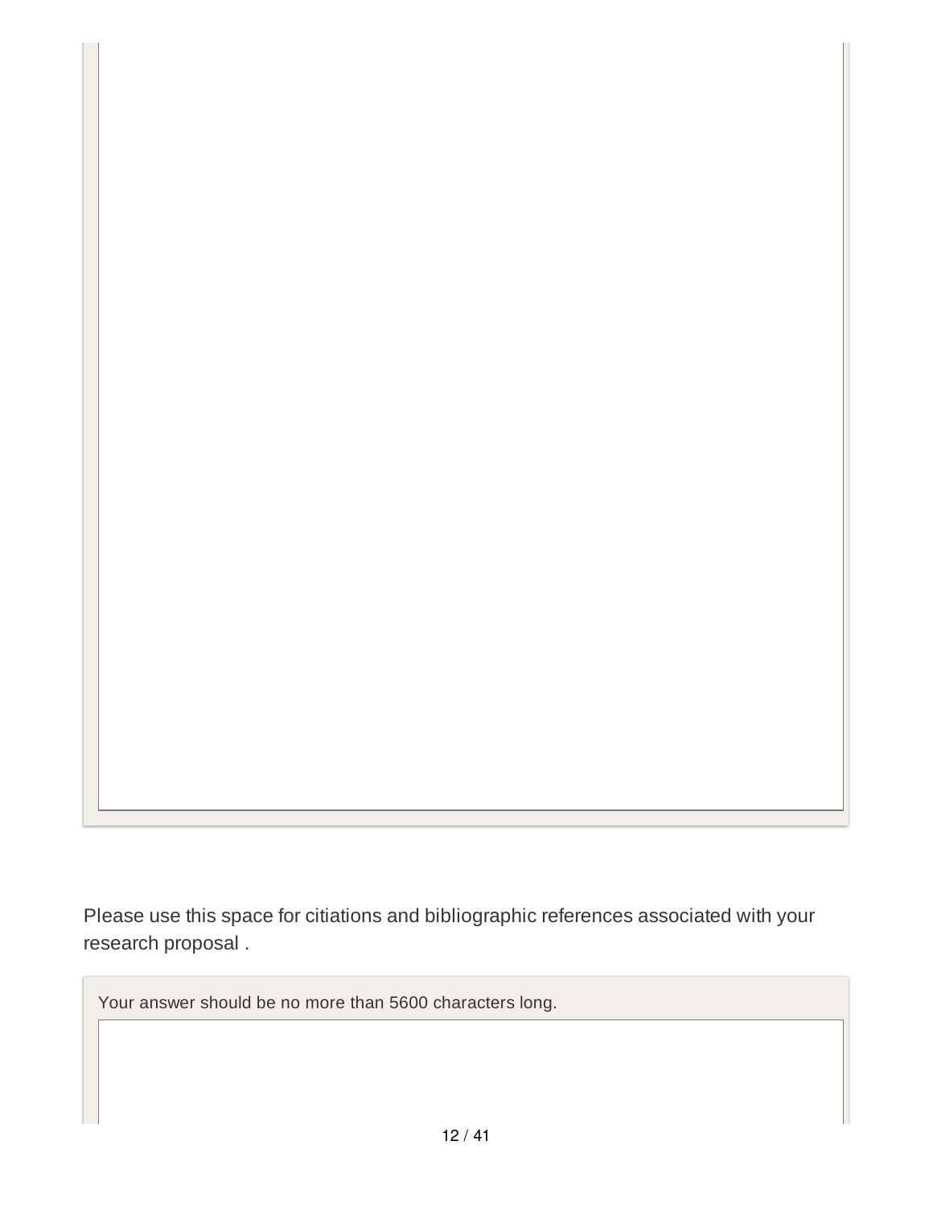Please use this space for citiations and bibliographic references associated with your research proposal .

Your answer should be no more than 5600 characters long.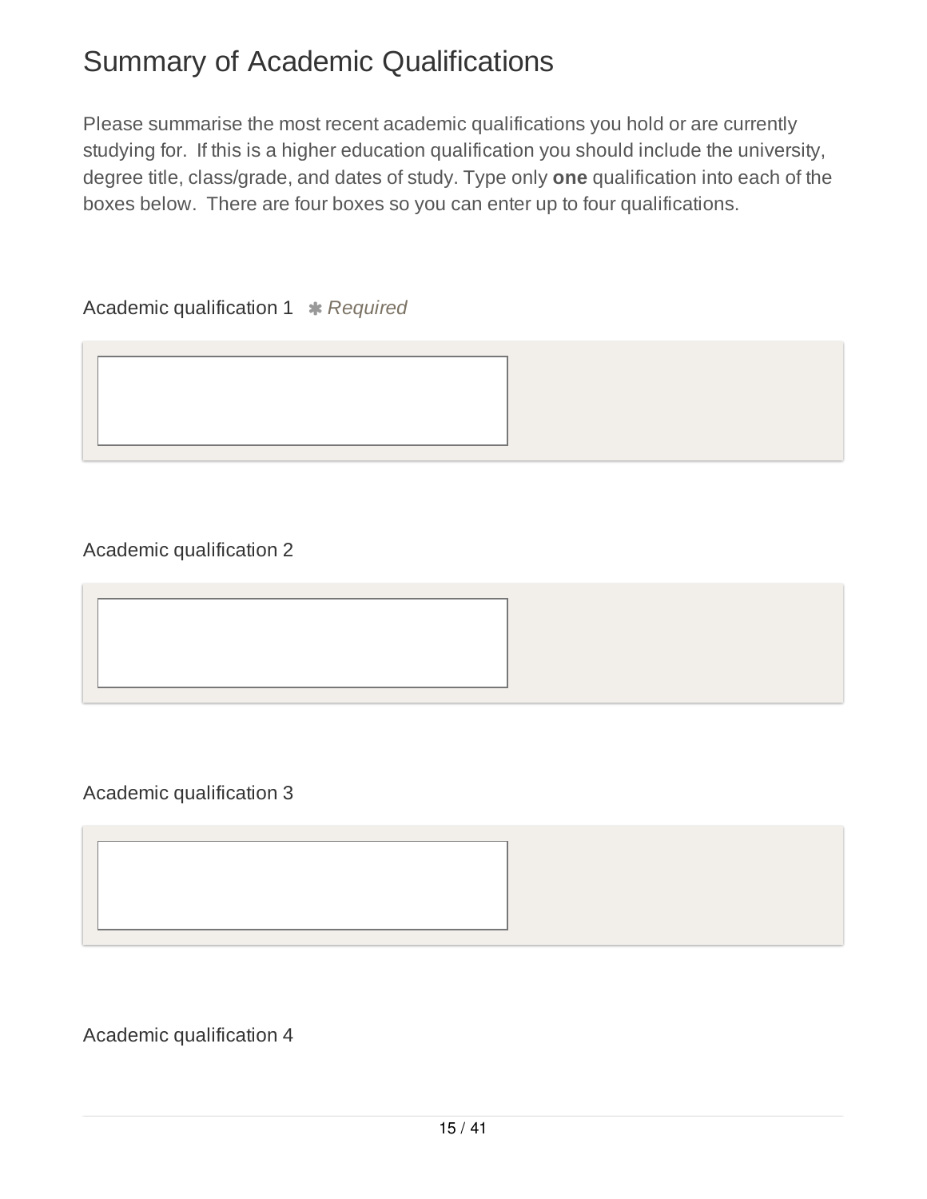# Summary of Academic Qualifications

Please summarise the most recent academic qualifications you hold or are currently studying for. If this is a higher education qualification you should include the university, degree title, class/grade, and dates of study. Type only **one** qualification into each of the boxes below. There are four boxes so you can enter up to four qualifications.

Academic qualification 1 ✱ *Required*

Academic qualification 2

Academic qualification 3

Academic qualification 4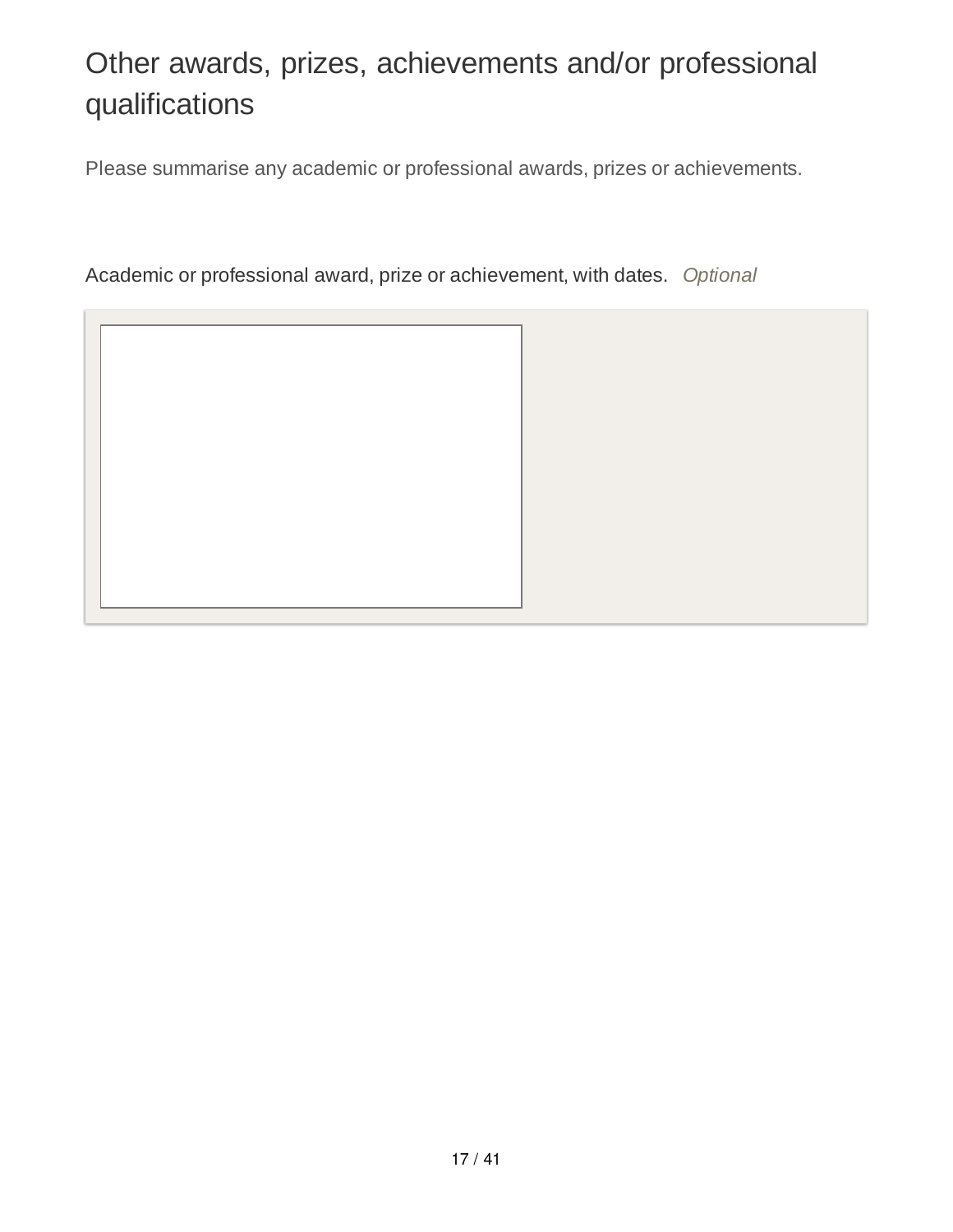# Other awards, prizes, achievements and/or professional qualifications

Please summarise any academic or professional awards, prizes or achievements.

Academic or professional award, prize or achievement, with dates. *Optional*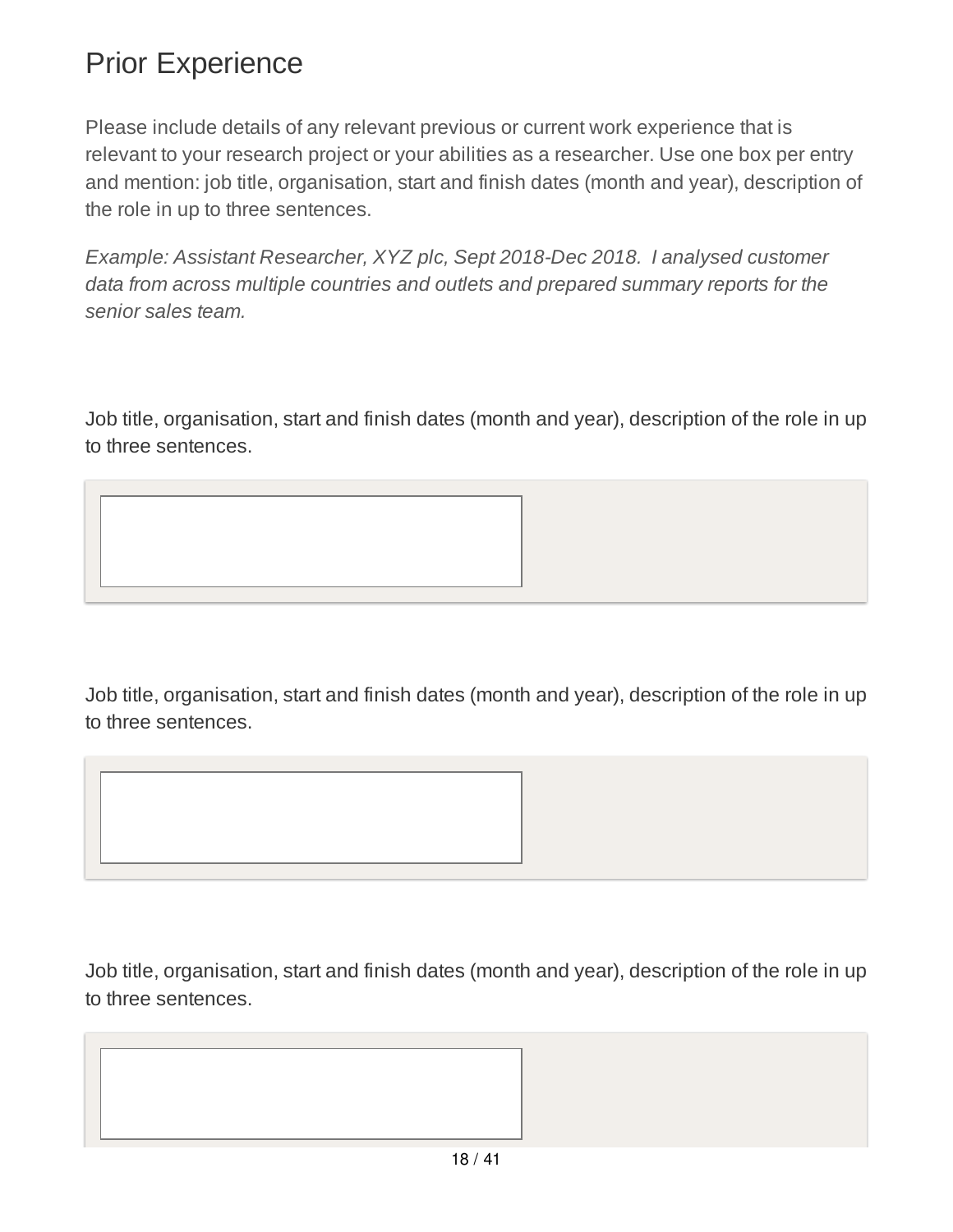# Prior Experience

Please include details of any relevant previous or current work experience that is relevant to your research project or your abilities as a researcher. Use one box per entry and mention: job title, organisation, start and finish dates (month and year), description of the role in up to three sentences.

*Example: Assistant Researcher, XYZ plc, Sept 2018-Dec 2018. I analysed customer data from across multiple countries and outlets and prepared summary reports for the senior sales team.*

Job title, organisation, start and finish dates (month and year), description of the role in up to three sentences.

Job title, organisation, start and finish dates (month and year), description of the role in up to three sentences.

Job title, organisation, start and finish dates (month and year), description of the role in up to three sentences.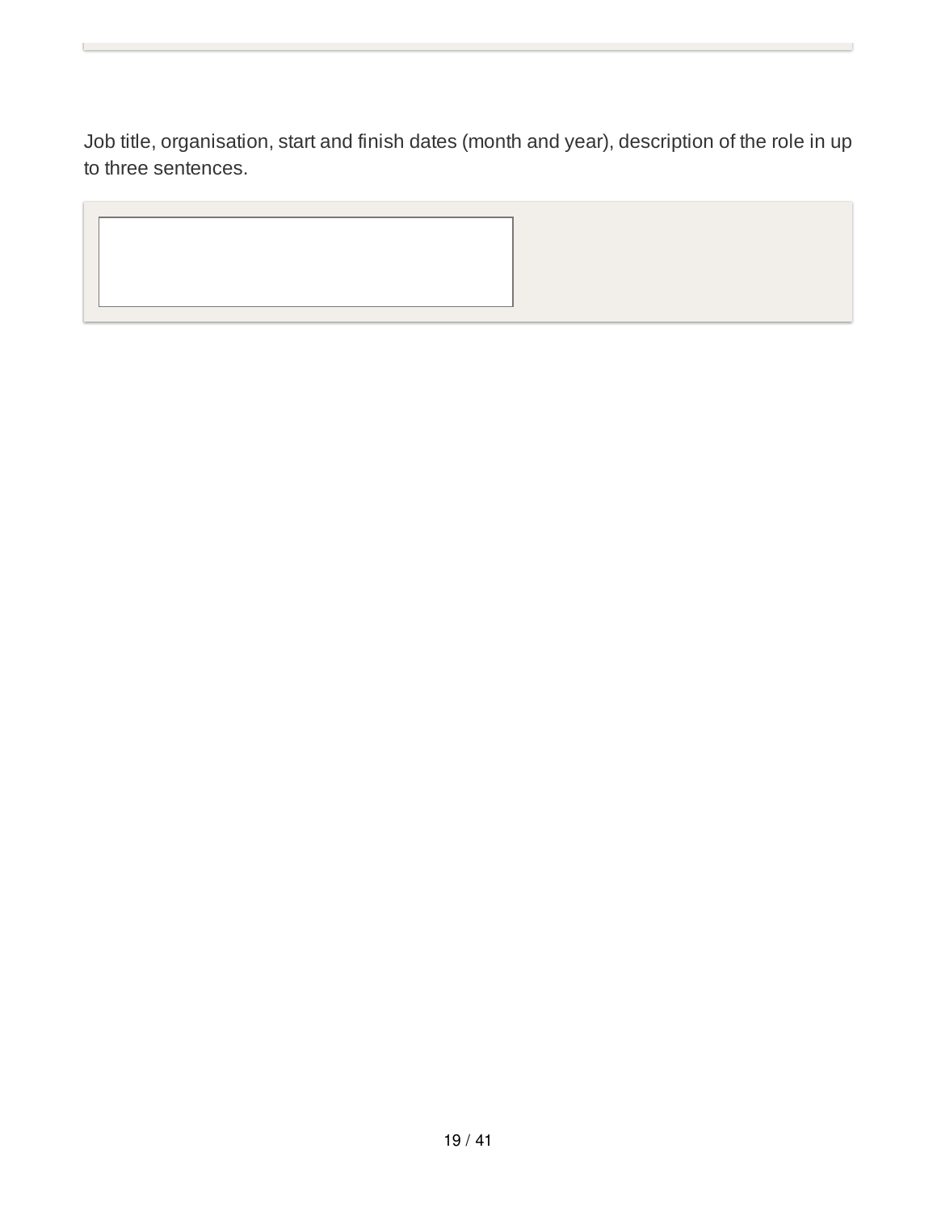Job title, organisation, start and finish dates (month and year), description of the role in up to three sentences.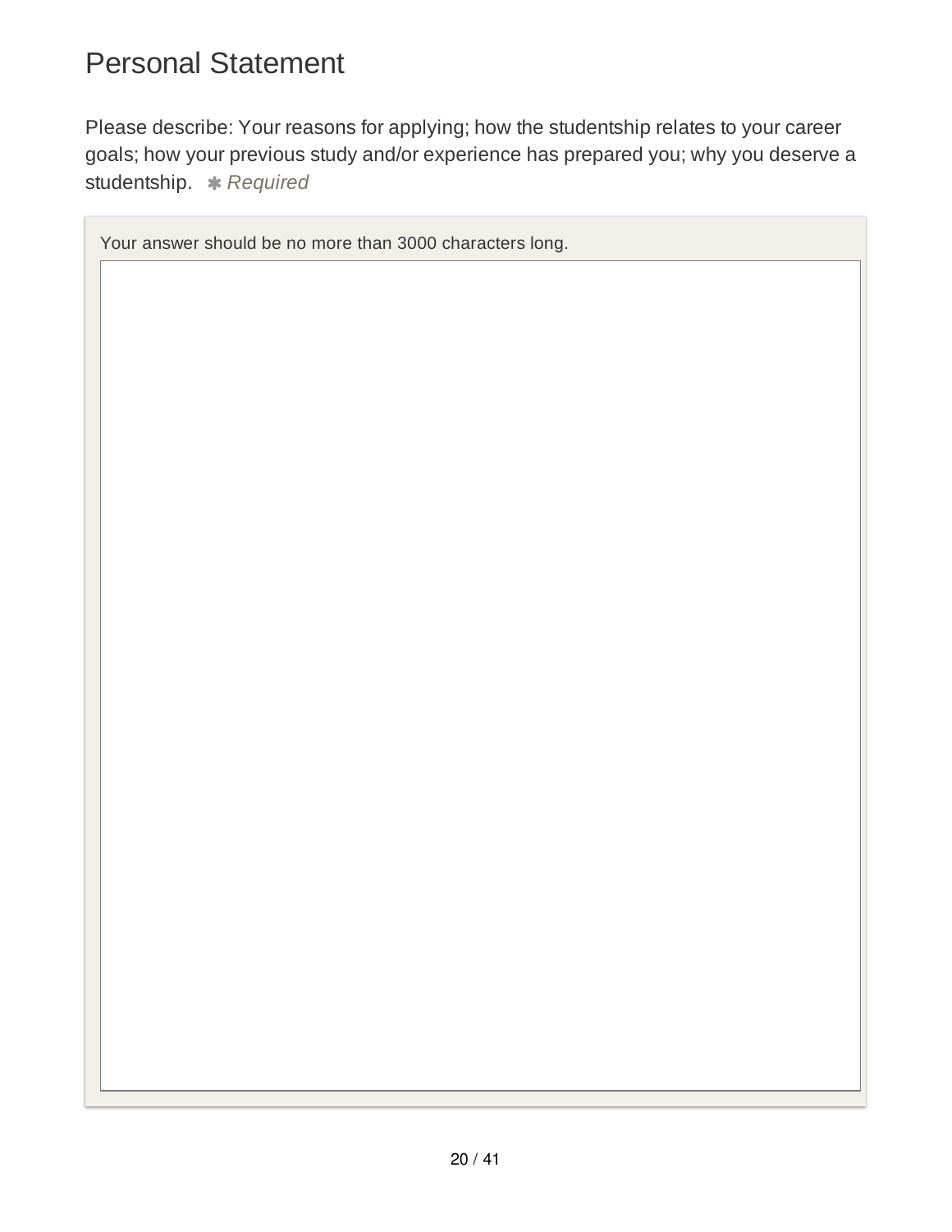# Personal Statement

Please describe: Your reasons for applying; how the studentship relates to your career goals; how your previous study and/or experience has prepared you; why you deserve a studentship. ✱ *Required*

Your answer should be no more than 3000 characters long.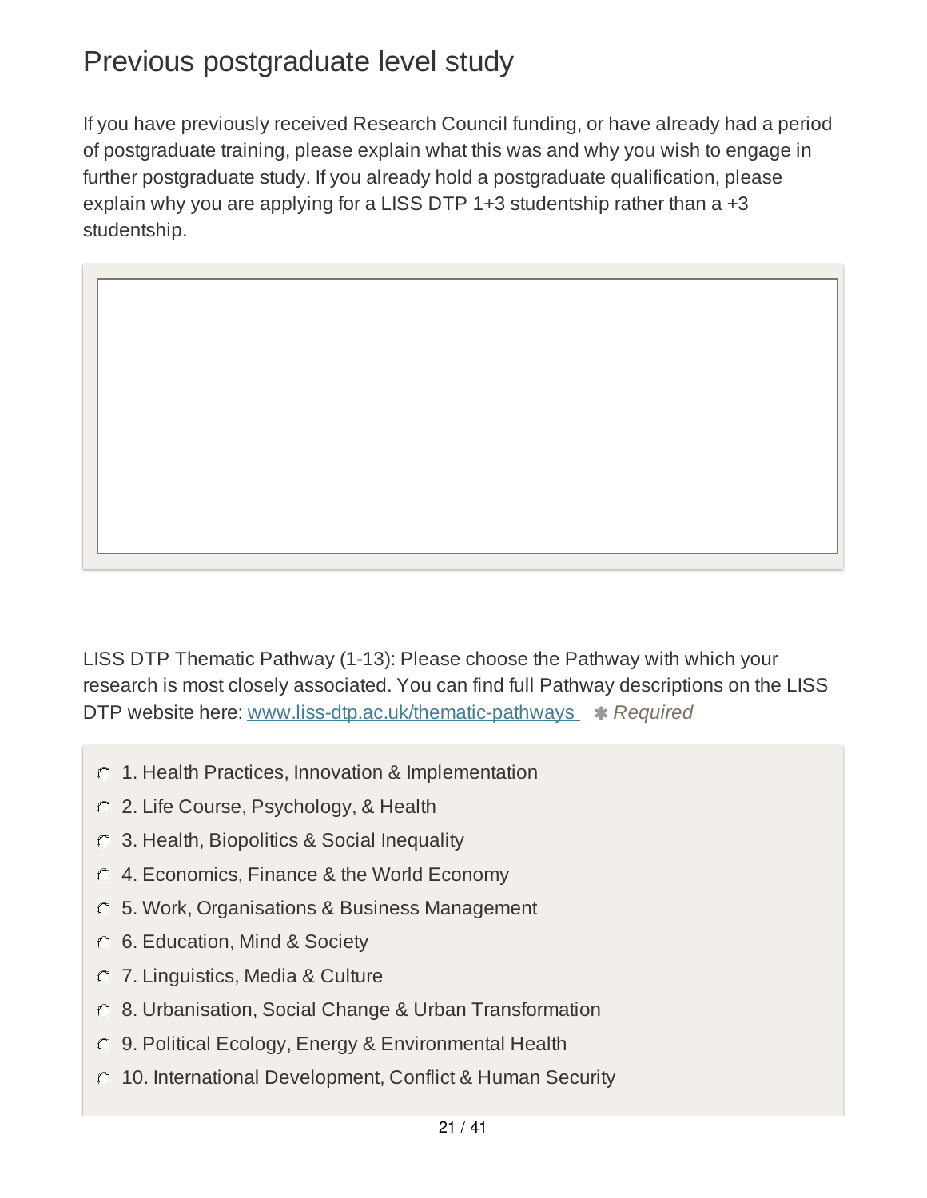## Previous postgraduate level study

If you have previously received Research Council funding, or have already had a period of postgraduate training, please explain what this was and why you wish to engage in further postgraduate study. If you already hold a postgraduate qualification, please explain why you are applying for a LISS DTP 1+3 studentship rather than a +3 studentship.

LISS DTP Thematic Pathway (1-13): Please choose the Pathway with which your research is most closely associated. You can find full Pathway descriptions on the LISS DTP website here: [www.liss-dtp.ac.uk/thematic-pathways](www.liss-dtp.ac.uk/thematic-pathways) ✱ *Required*

- 1. Health Practices, Innovation & Implementation
- 2. Life Course, Psychology, & Health
- 3. Health, Biopolitics & Social Inequality
- 4. Economics, Finance & the World Economy
- 5. Work, Organisations & Business Management
- 6. Education, Mind & Society
- 7. Linguistics, Media & Culture
- 8. Urbanisation, Social Change & Urban Transformation
- 9. Political Ecology, Energy & Environmental Health
- 10. International Development, Conflict & Human Security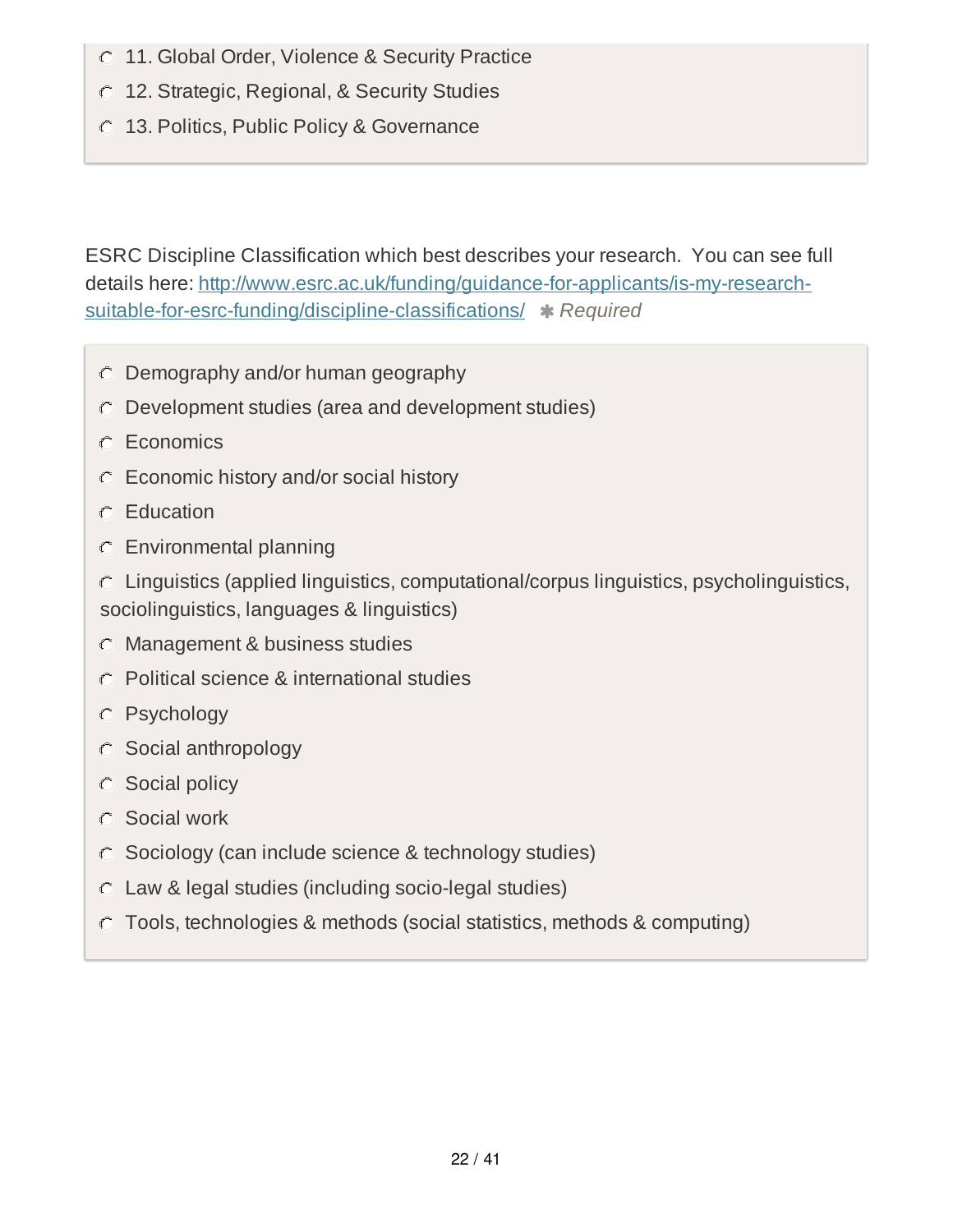- 11. Global Order, Violence & Security Practice
- 12. Strategic, Regional, & Security Studies
- 13. Politics, Public Policy & Governance

ESRC Discipline Classification which best describes your research. You can see full details here: [http://www.esrc.ac.uk/funding/guidance-for-applicants/is-my-research-suitable-for-esrc-funding/discipline-classifications/](http://www.esrc.ac.uk/funding/guidance-for-applicants/is-my-research-suitable-for-esrc-funding/discipline-classifications/) ✱ *Required*

- Demography and/or human geography
- Development studies (area and development studies)
- Economics
- Economic history and/or social history
- Education
- Environmental planning
- Linguistics (applied linguistics, computational/corpus linguistics, psycholinguistics, sociolinguistics, languages & linguistics)
- Management & business studies
- Political science & international studies
- Psychology
- Social anthropology
- Social policy
- Social work
- Sociology (can include science & technology studies)
- Law & legal studies (including socio-legal studies)
- Tools, technologies & methods (social statistics, methods & computing)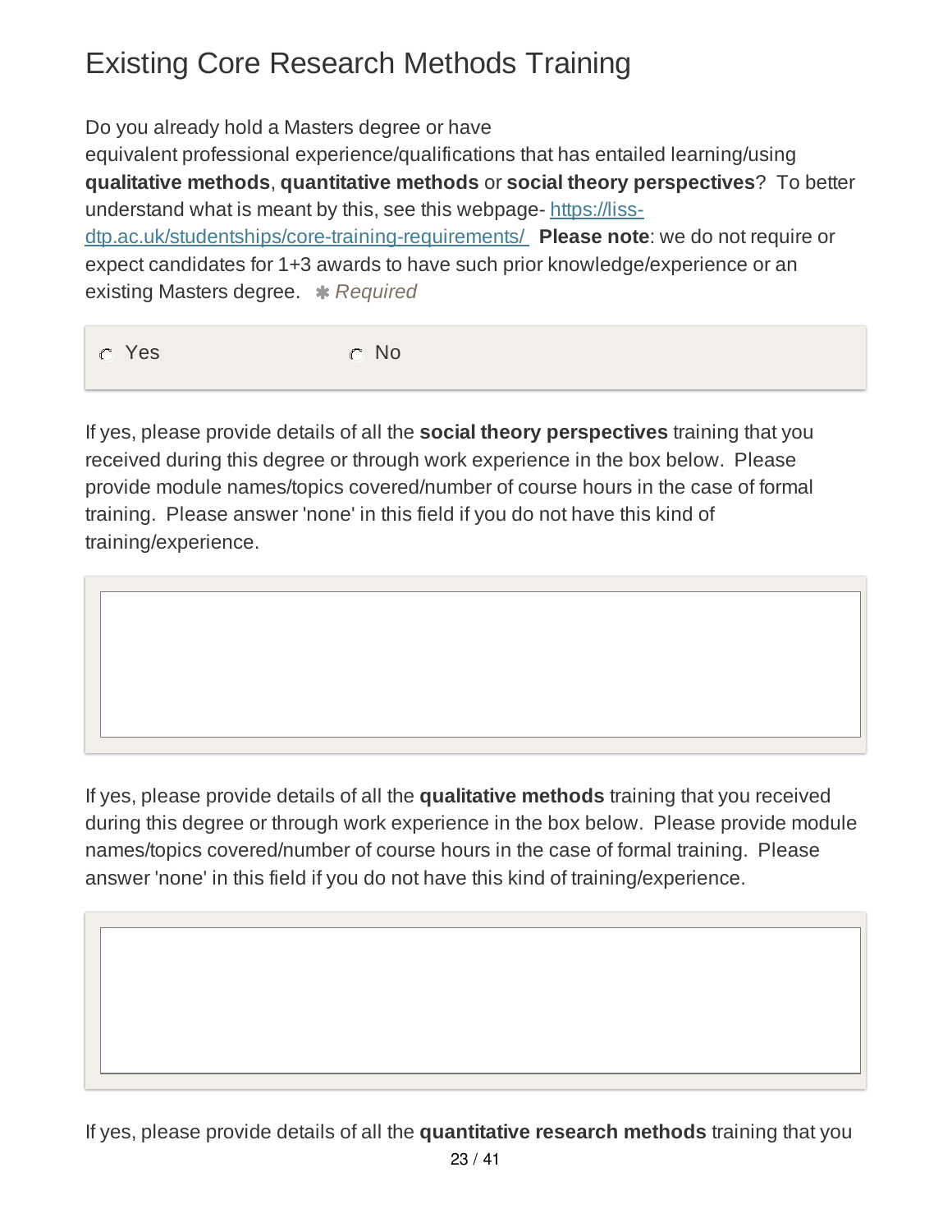# Existing Core Research Methods Training

Do you already hold a Masters degree or have equivalent professional experience/qualifications that has entailed learning/using **qualitative methods**, **quantitative methods** or **social theory perspectives**? To better understand what is meant by this, see this webpage- [https://liss-dtp.ac.uk/studentships/core-training-requirements/](https://liss-dtp.ac.uk/studentships/core-training-requirements/) **Please note**: we do not require or expect candidates for 1+3 awards to have such prior knowledge/experience or an existing Masters degree. ✱ *Required*

- ○ Yes
- ○ No

If yes, please provide details of all the **social theory perspectives** training that you received during this degree or through work experience in the box below. Please provide module names/topics covered/number of course hours in the case of formal training. Please answer 'none' in this field if you do not have this kind of training/experience.

If yes, please provide details of all the **qualitative methods** training that you received during this degree or through work experience in the box below. Please provide module names/topics covered/number of course hours in the case of formal training. Please answer 'none' in this field if you do not have this kind of training/experience.

If yes, please provide details of all the **quantitative research methods** training that you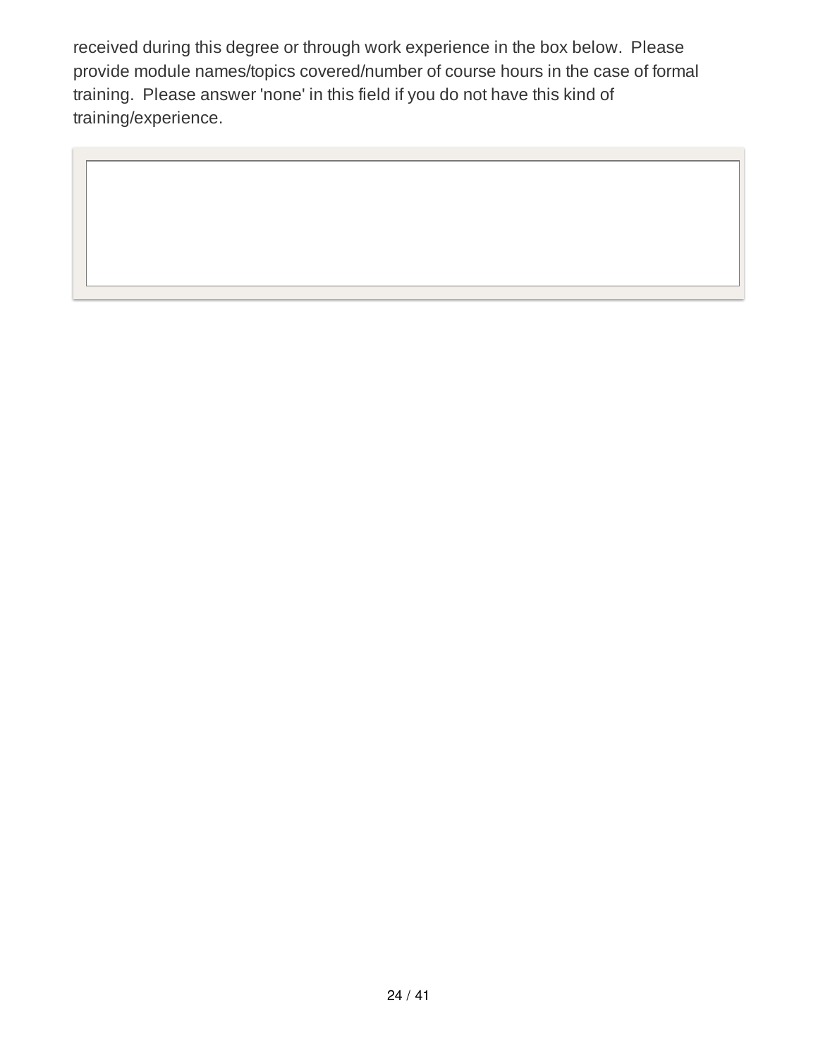received during this degree or through work experience in the box below. Please provide module names/topics covered/number of course hours in the case of formal training. Please answer 'none' in this field if you do not have this kind of training/experience.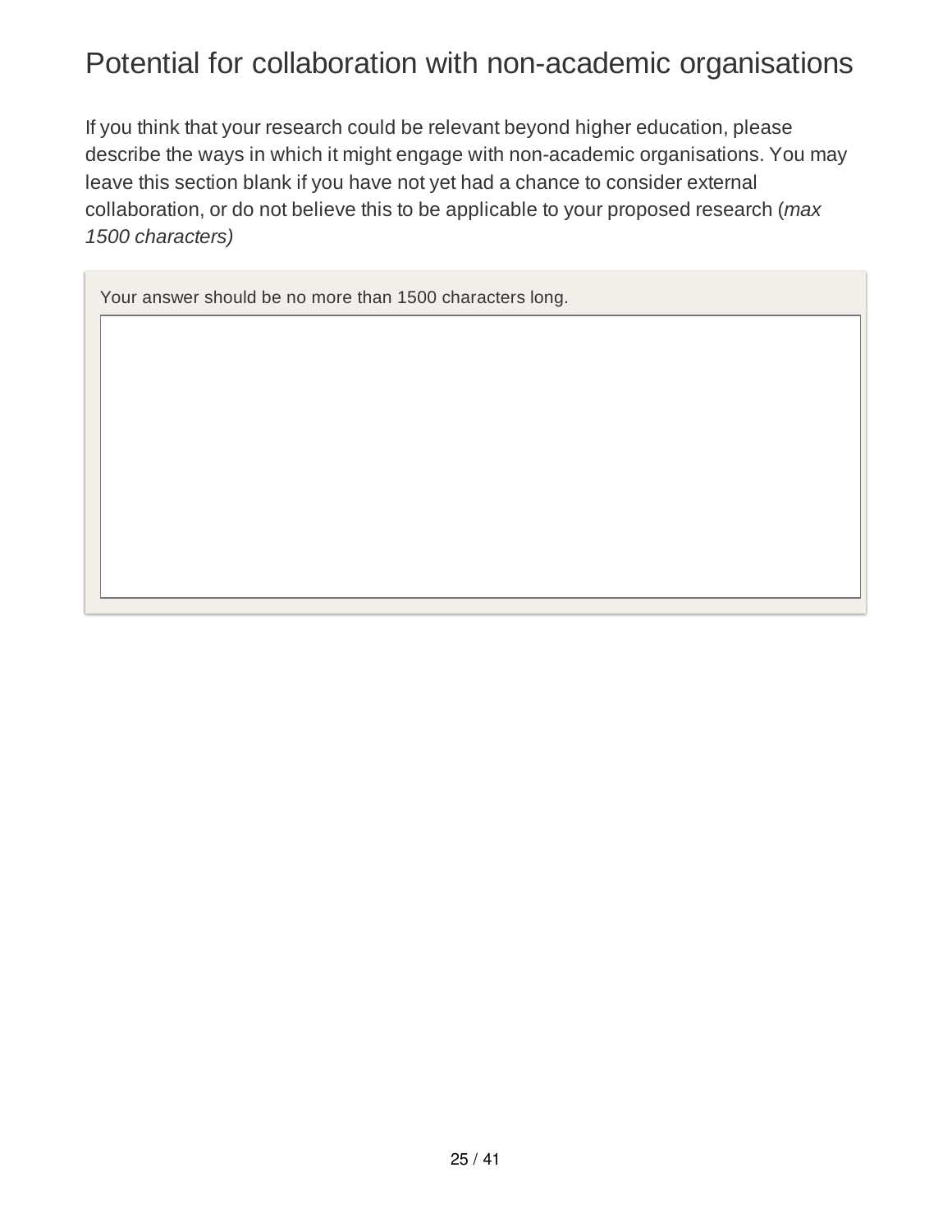# Potential for collaboration with non-academic organisations

If you think that your research could be relevant beyond higher education, please describe the ways in which it might engage with non-academic organisations. You may leave this section blank if you have not yet had a chance to consider external collaboration, or do not believe this to be applicable to your proposed research (*max 1500 characters)*

Your answer should be no more than 1500 characters long.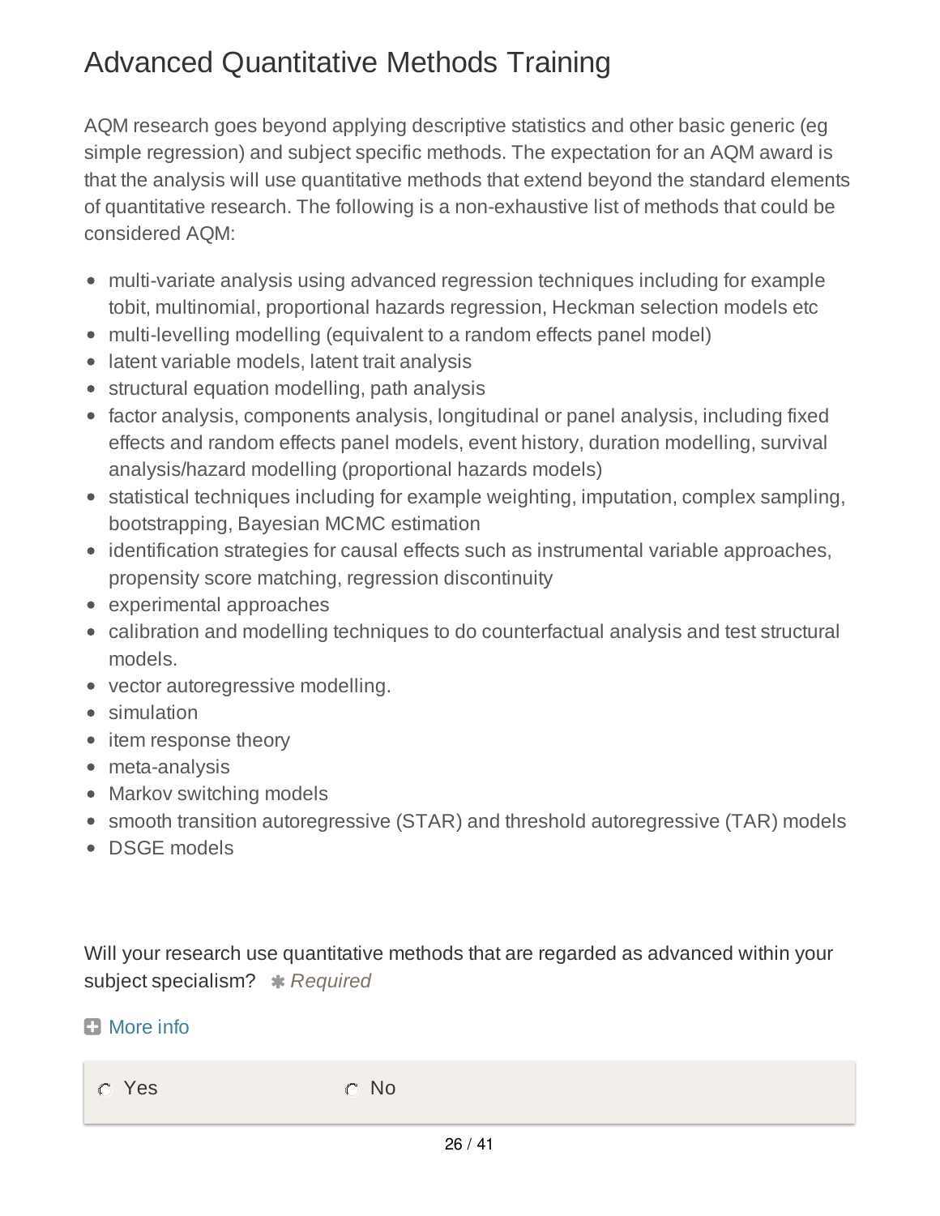# Advanced Quantitative Methods Training

AQM research goes beyond applying descriptive statistics and other basic generic (eg simple regression) and subject specific methods. The expectation for an AQM award is that the analysis will use quantitative methods that extend beyond the standard elements of quantitative research. The following is a non-exhaustive list of methods that could be considered AQM:

- multi-variate analysis using advanced regression techniques including for example tobit, multinomial, proportional hazards regression, Heckman selection models etc
- multi-levelling modelling (equivalent to a random effects panel model)
- latent variable models, latent trait analysis
- structural equation modelling, path analysis
- factor analysis, components analysis, longitudinal or panel analysis, including fixed effects and random effects panel models, event history, duration modelling, survival analysis/hazard modelling (proportional hazards models)
- statistical techniques including for example weighting, imputation, complex sampling, bootstrapping, Bayesian MCMC estimation
- identification strategies for causal effects such as instrumental variable approaches, propensity score matching, regression discontinuity
- experimental approaches
- calibration and modelling techniques to do counterfactual analysis and test structural models.
- vector autoregressive modelling.
- simulation
- item response theory
- meta-analysis
- Markov switching models
- smooth transition autoregressive (STAR) and threshold autoregressive (TAR) models
- DSGE models

Will your research use quantitative methods that are regarded as advanced within your subject specialism? *Required*

More info

- Yes
- No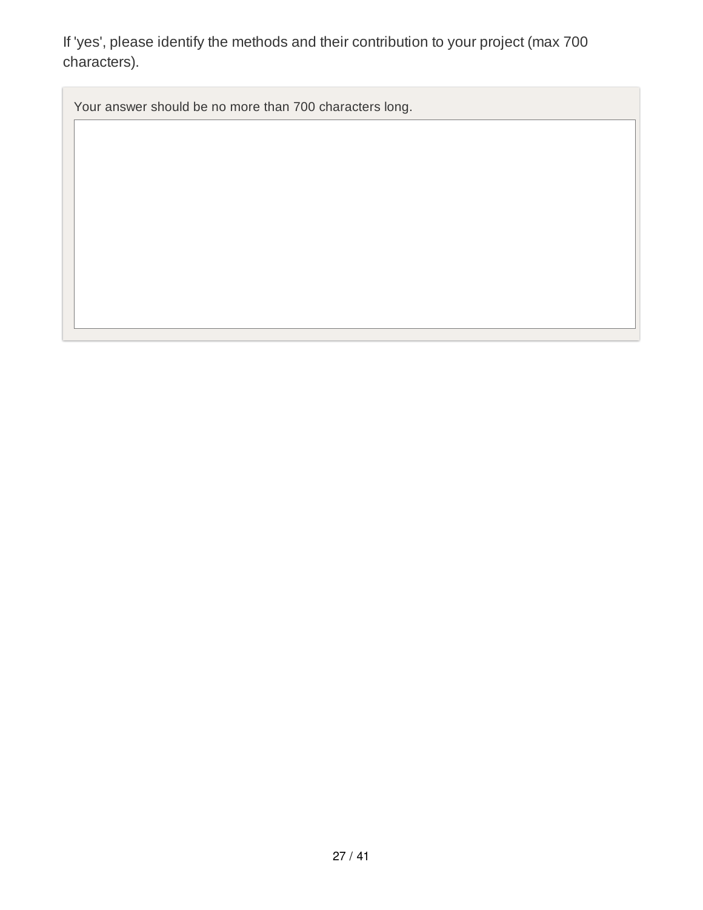If 'yes', please identify the methods and their contribution to your project (max 700 characters).

Your answer should be no more than 700 characters long.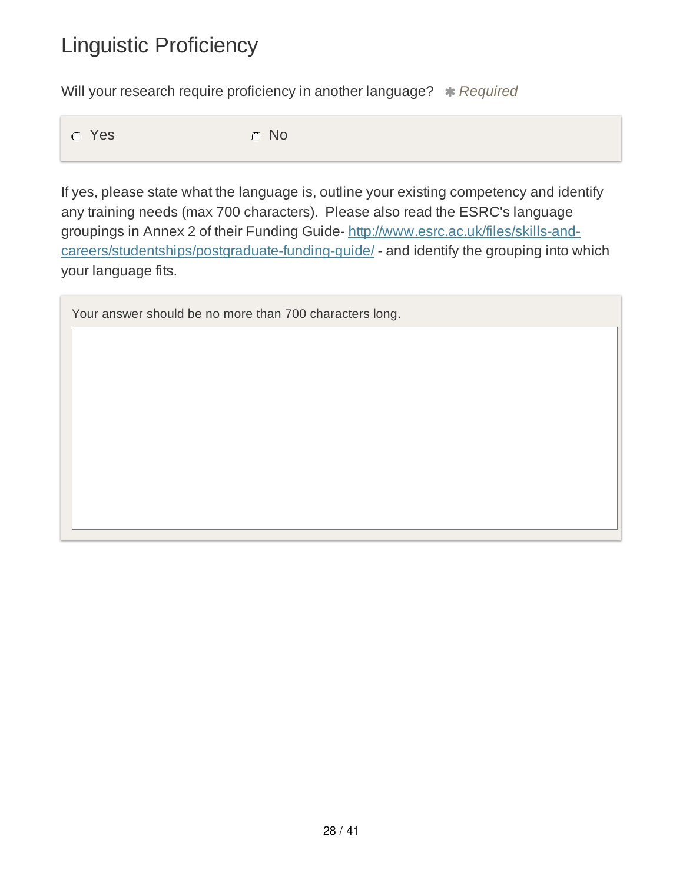# Linguistic Proficiency

Will your research require proficiency in another language? ✱ *Required*

- ○ Yes
- ○ No

If yes, please state what the language is, outline your existing competency and identify any training needs (max 700 characters). Please also read the ESRC's language groupings in Annex 2 of their Funding Guide- [http://www.esrc.ac.uk/files/skills-and-careers/studentships/postgraduate-funding-guide/](http://www.esrc.ac.uk/files/skills-and-careers/studentships/postgraduate-funding-guide/) - and identify the grouping into which your language fits.

Your answer should be no more than 700 characters long.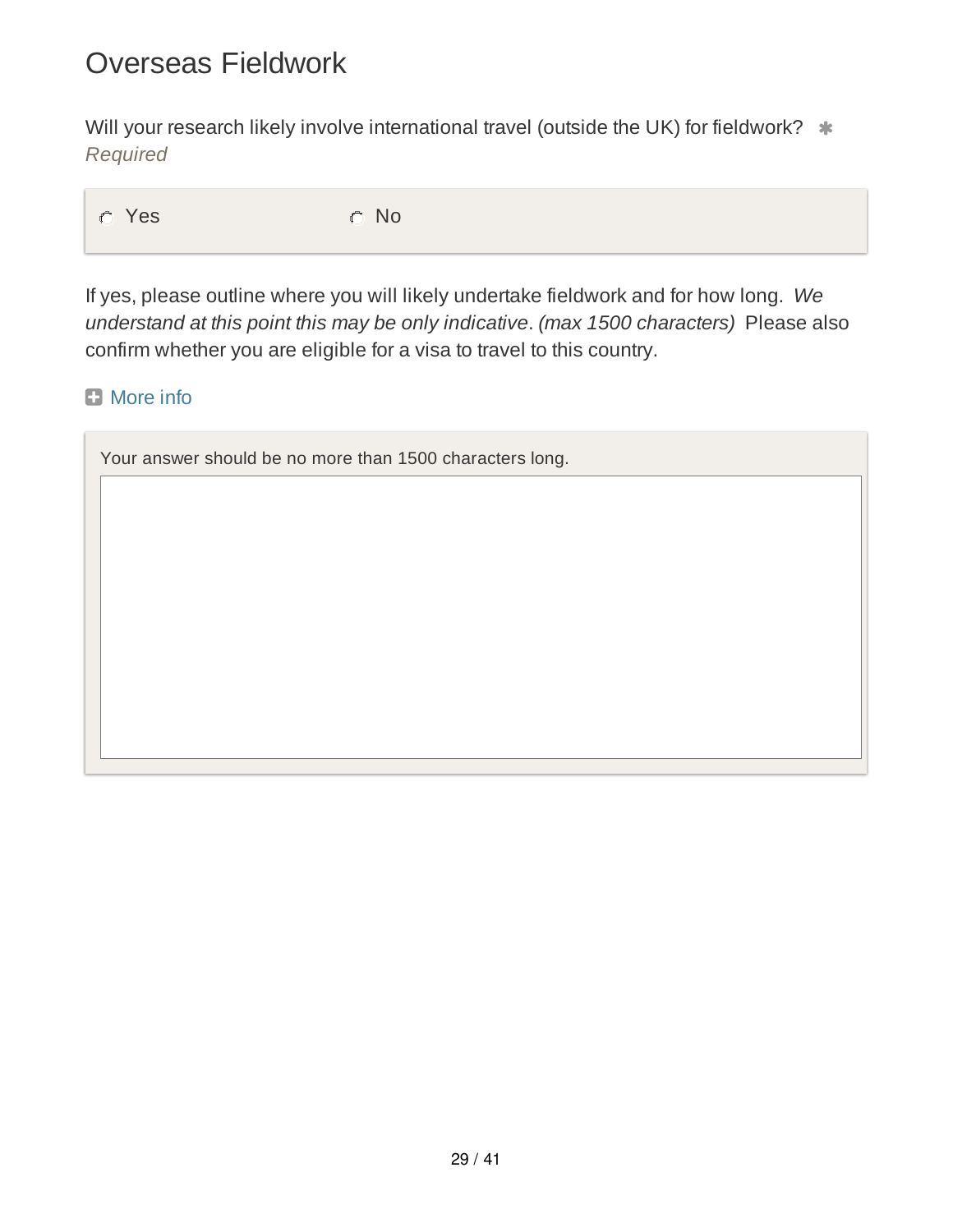# Overseas Fieldwork

Will your research likely involve international travel (outside the UK) for fieldwork? * *Required*

- ○ Yes
- ○ No

If yes, please outline where you will likely undertake fieldwork and for how long. *We understand at this point this may be only indicative*. *(max 1500 characters)* Please also confirm whether you are eligible for a visa to travel to this country.

More info

Your answer should be no more than 1500 characters long.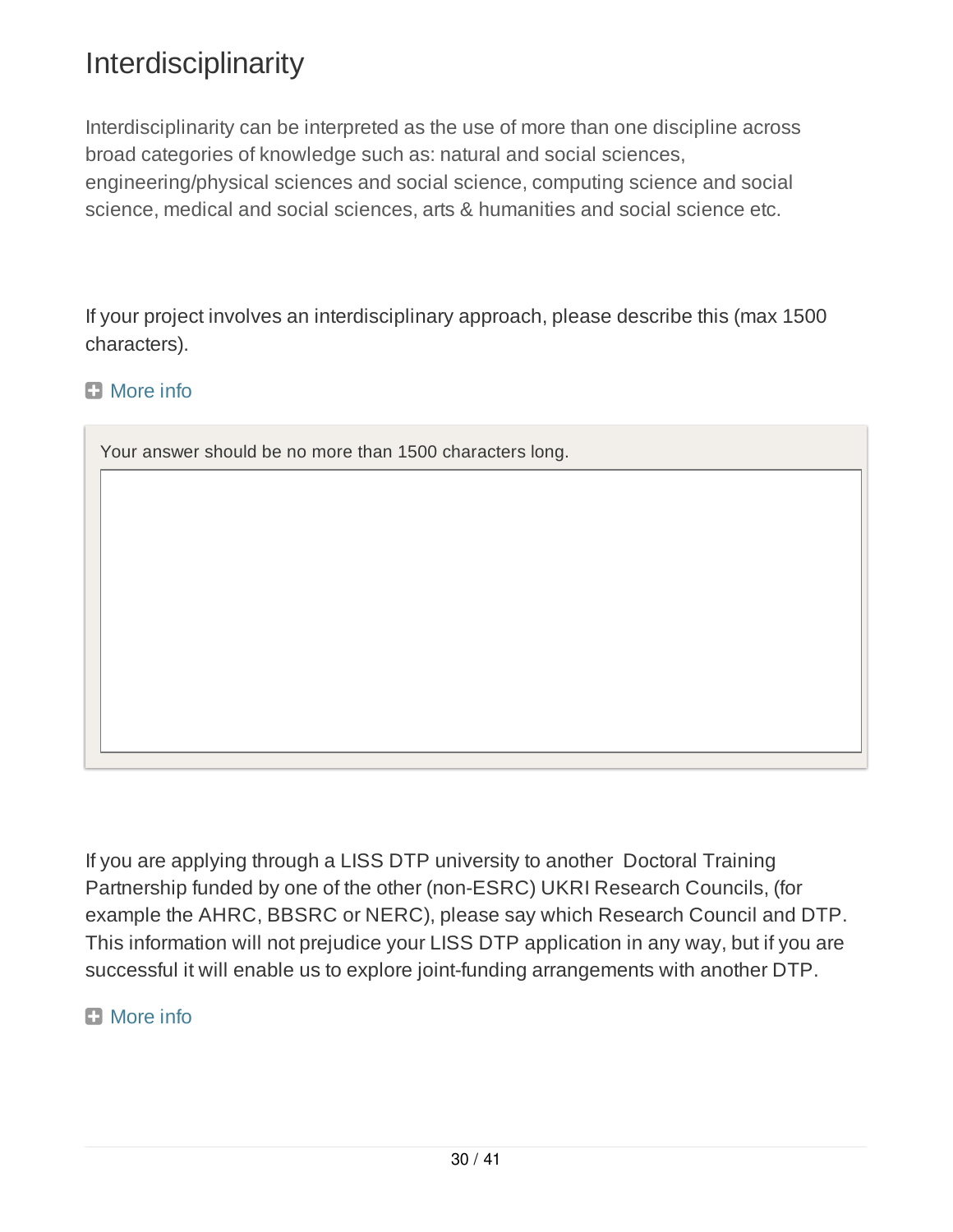# Interdisciplinarity

Interdisciplinarity can be interpreted as the use of more than one discipline across broad categories of knowledge such as: natural and social sciences, engineering/physical sciences and social science, computing science and social science, medical and social sciences, arts & humanities and social science etc.

If your project involves an interdisciplinary approach, please describe this (max 1500 characters).

More info

Your answer should be no more than 1500 characters long.

If you are applying through a LISS DTP university to another Doctoral Training Partnership funded by one of the other (non-ESRC) UKRI Research Councils, (for example the AHRC, BBSRC or NERC), please say which Research Council and DTP. This information will not prejudice your LISS DTP application in any way, but if you are successful it will enable us to explore joint-funding arrangements with another DTP.

More info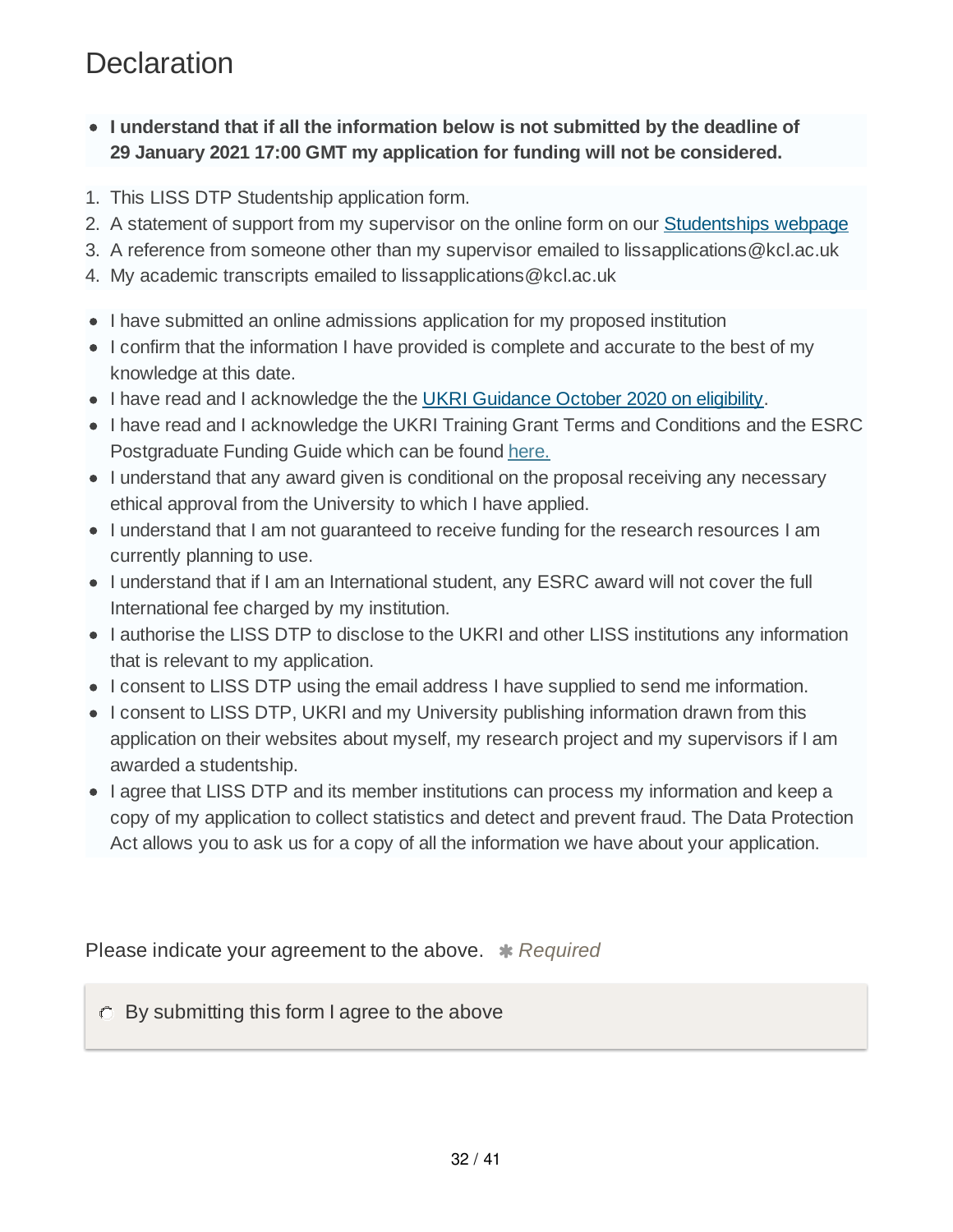# Declaration

- **I understand that if all the information below is not submitted by the deadline of 29 January 2021 17:00 GMT my application for funding will not be considered.**

1. This LISS DTP Studentship application form.
2. A statement of support from my supervisor on the online form on our [Studentships webpage]
3. A reference from someone other than my supervisor emailed to lissapplications@kcl.ac.uk
4. My academic transcripts emailed to lissapplications@kcl.ac.uk

- I have submitted an online admissions application for my proposed institution
- I confirm that the information I have provided is complete and accurate to the best of my knowledge at this date.
- I have read and I acknowledge the the [UKRI Guidance October 2020 on eligibility].
- I have read and I acknowledge the UKRI Training Grant Terms and Conditions and the ESRC Postgraduate Funding Guide which can be found [here.]
- I understand that any award given is conditional on the proposal receiving any necessary ethical approval from the University to which I have applied.
- I understand that I am not guaranteed to receive funding for the research resources I am currently planning to use.
- I understand that if I am an International student, any ESRC award will not cover the full International fee charged by my institution.
- I authorise the LISS DTP to disclose to the UKRI and other LISS institutions any information that is relevant to my application.
- I consent to LISS DTP using the email address I have supplied to send me information.
- I consent to LISS DTP, UKRI and my University publishing information drawn from this application on their websites about myself, my research project and my supervisors if I am awarded a studentship.
- I agree that LISS DTP and its member institutions can process my information and keep a copy of my application to collect statistics and detect and prevent fraud. The Data Protection Act allows you to ask us for a copy of all the information we have about your application.

Please indicate your agreement to the above. ✱ *Required*

○ By submitting this form I agree to the above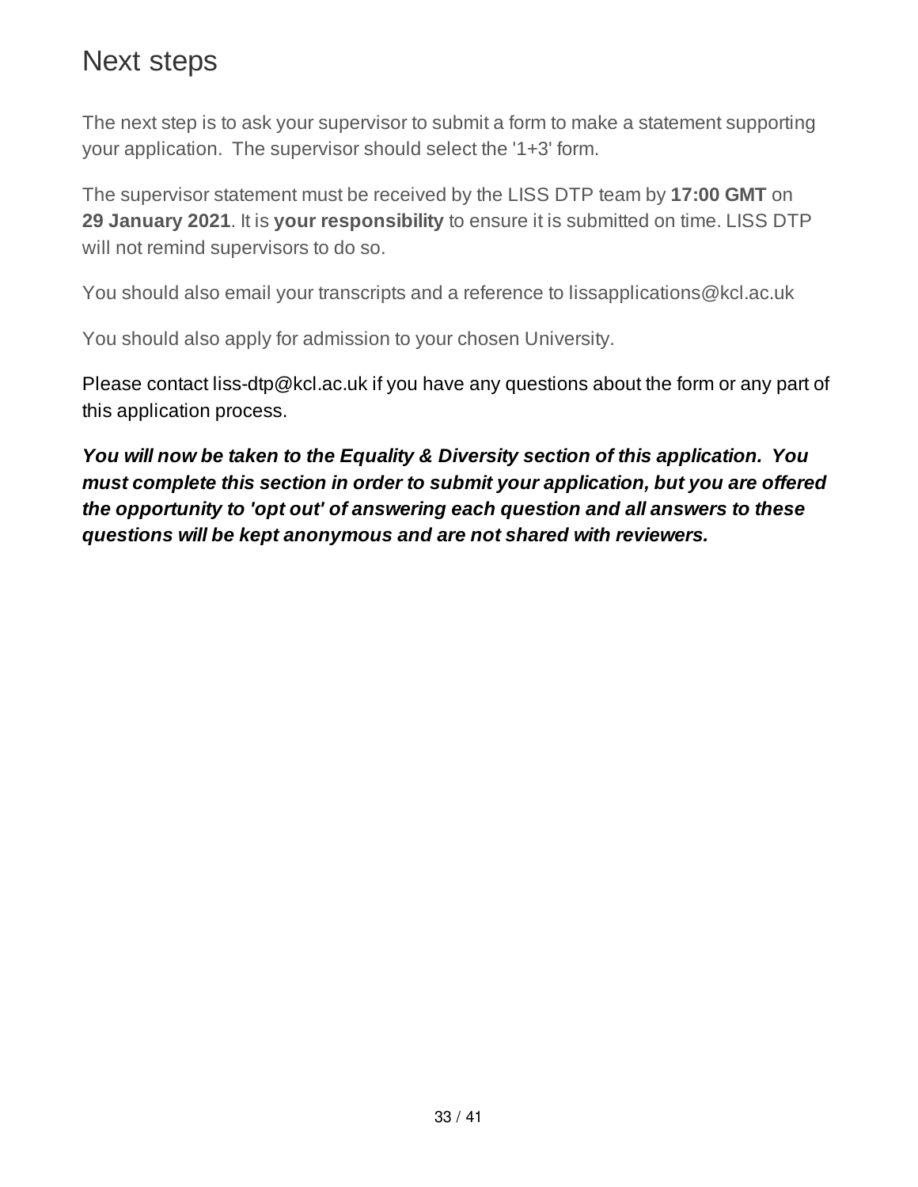# Next steps

The next step is to ask your supervisor to submit a form to make a statement supporting your application. The supervisor should select the '1+3' form.

The supervisor statement must be received by the LISS DTP team by **17:00 GMT** on **29 January 2021**. It is **your responsibility** to ensure it is submitted on time. LISS DTP will not remind supervisors to do so.

You should also email your transcripts and a reference to lissapplications@kcl.ac.uk

You should also apply for admission to your chosen University.

Please contact liss-dtp@kcl.ac.uk if you have any questions about the form or any part of this application process.

***You will now be taken to the Equality & Diversity section of this application. You must complete this section in order to submit your application, but you are offered the opportunity to 'opt out' of answering each question and all answers to these questions will be kept anonymous and are not shared with reviewers.***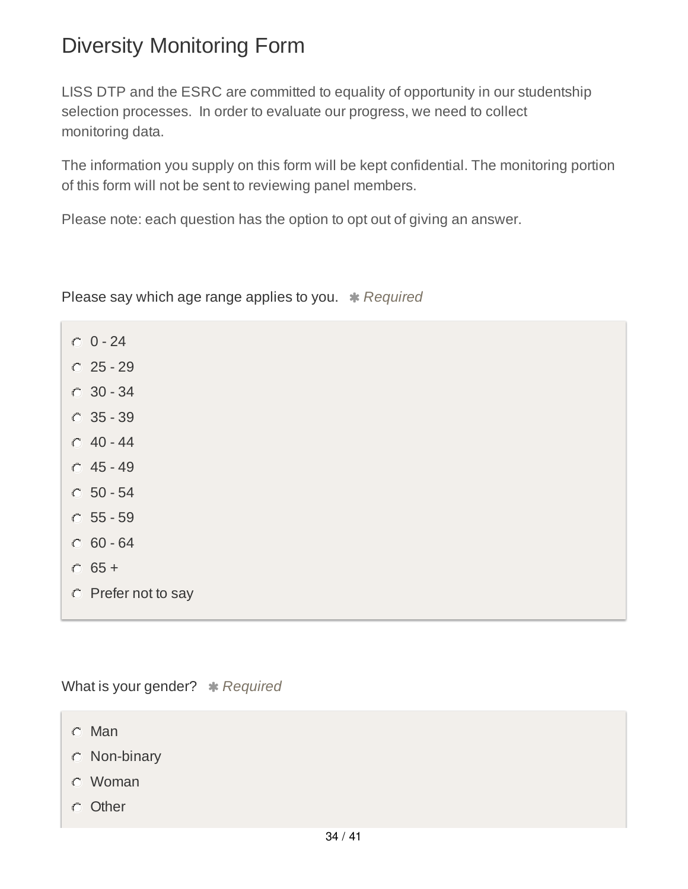# Diversity Monitoring Form

LISS DTP and the ESRC are committed to equality of opportunity in our studentship selection processes. In order to evaluate our progress, we need to collect monitoring data.

The information you supply on this form will be kept confidential. The monitoring portion of this form will not be sent to reviewing panel members.

Please note: each question has the option to opt out of giving an answer.

Please say which age range applies to you. ✱ *Required*

- 0 - 24
- 25 - 29
- 30 - 34
- 35 - 39
- 40 - 44
- 45 - 49
- 50 - 54
- 55 - 59
- 60 - 64
- 65 +
- Prefer not to say

What is your gender? ✱ *Required*

- Man
- Non-binary
- Woman
- Other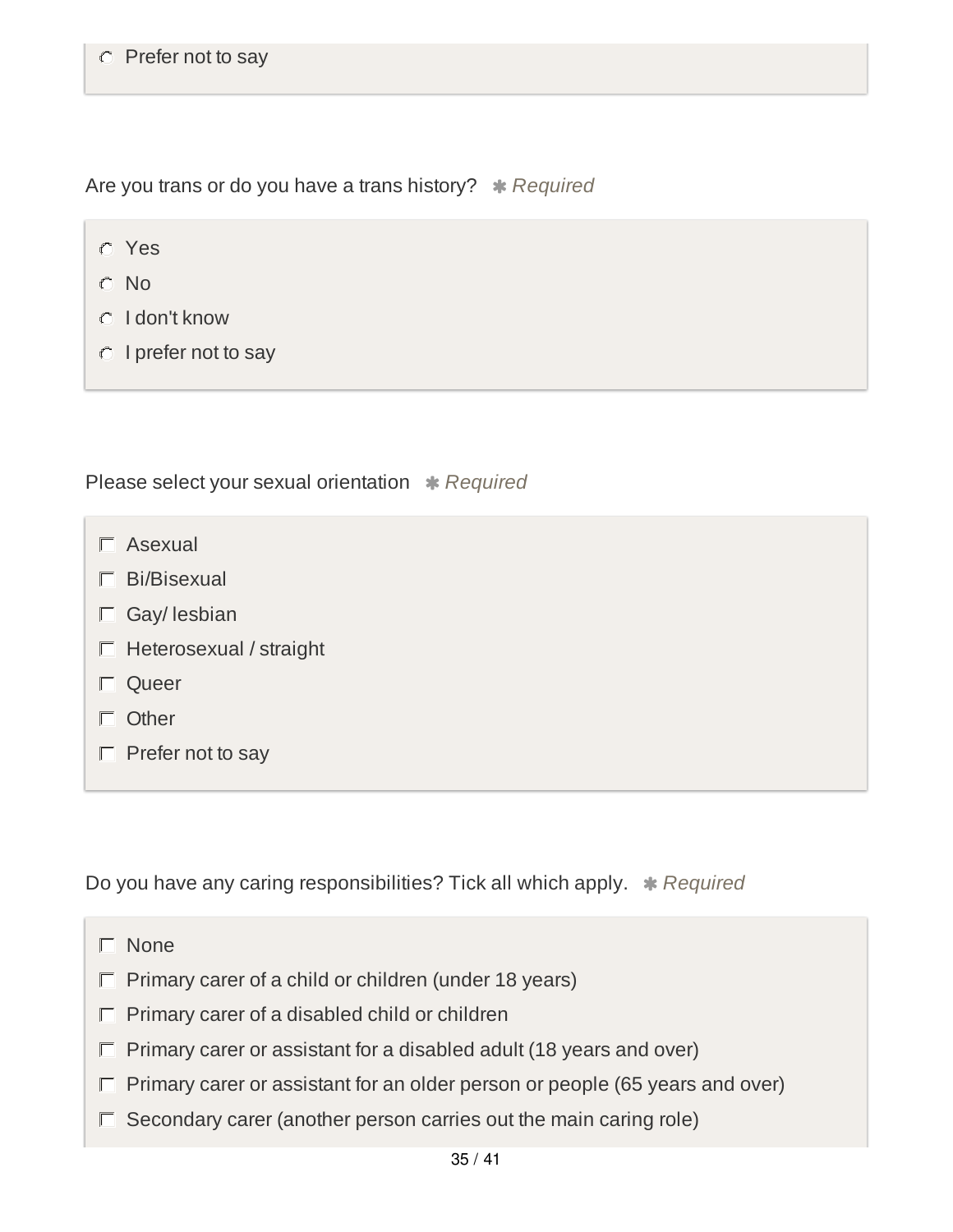- Prefer not to say

Are you trans or do you have a trans history? * *Required*

- Yes
- No
- I don't know
- I prefer not to say

Please select your sexual orientation * *Required*

- [ ] Asexual
- [ ] Bi/Bisexual
- [ ] Gay/ lesbian
- [ ] Heterosexual / straight
- [ ] Queer
- [ ] Other
- [ ] Prefer not to say

Do you have any caring responsibilities? Tick all which apply. * *Required*

- [ ] None
- [ ] Primary carer of a child or children (under 18 years)
- [ ] Primary carer of a disabled child or children
- [ ] Primary carer or assistant for a disabled adult (18 years and over)
- [ ] Primary carer or assistant for an older person or people (65 years and over)
- [ ] Secondary carer (another person carries out the main caring role)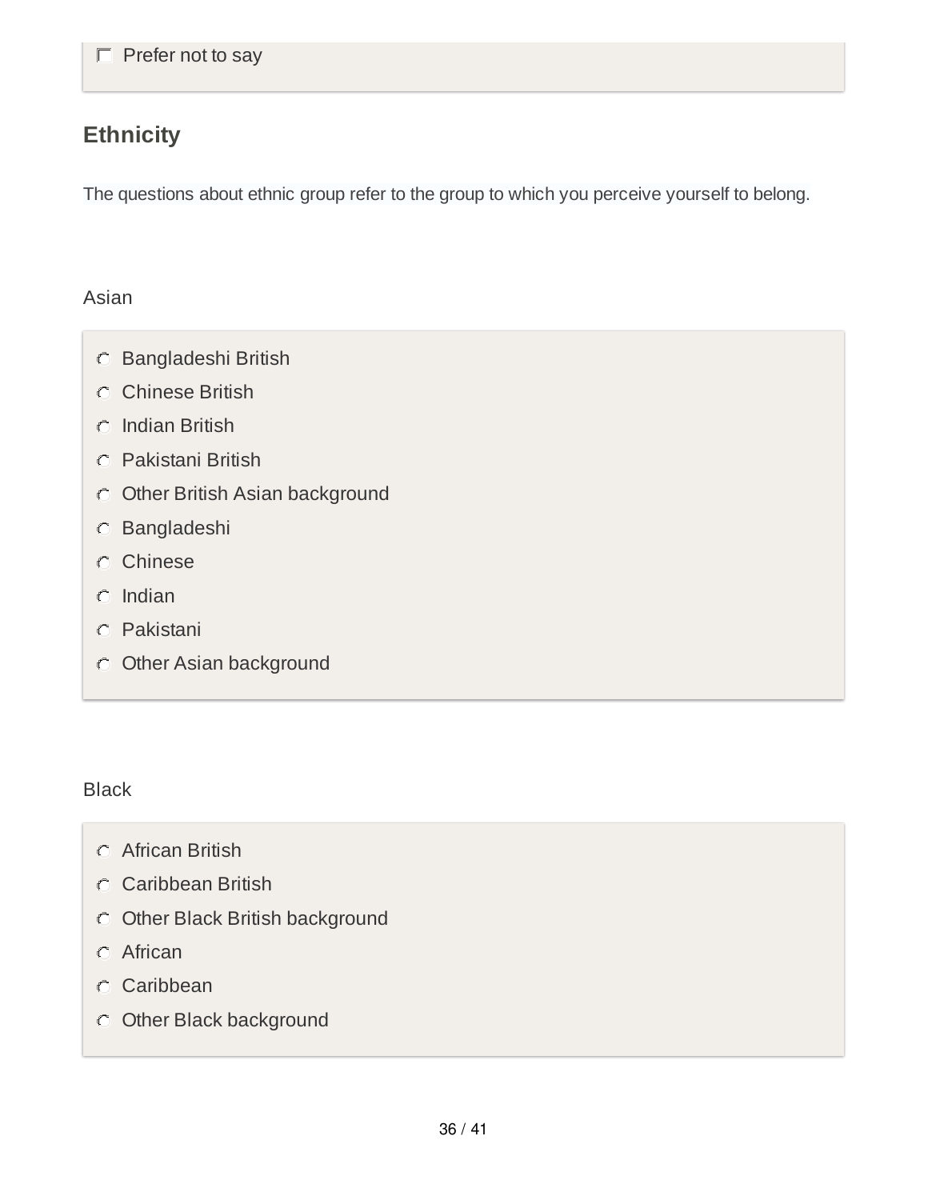- [ ] Prefer not to say

## Ethnicity

The questions about ethnic group refer to the group to which you perceive yourself to belong.

Asian

- ○ Bangladeshi British
- ○ Chinese British
- ○ Indian British
- ○ Pakistani British
- ○ Other British Asian background
- ○ Bangladeshi
- ○ Chinese
- ○ Indian
- ○ Pakistani
- ○ Other Asian background

Black

- ○ African British
- ○ Caribbean British
- ○ Other Black British background
- ○ African
- ○ Caribbean
- ○ Other Black background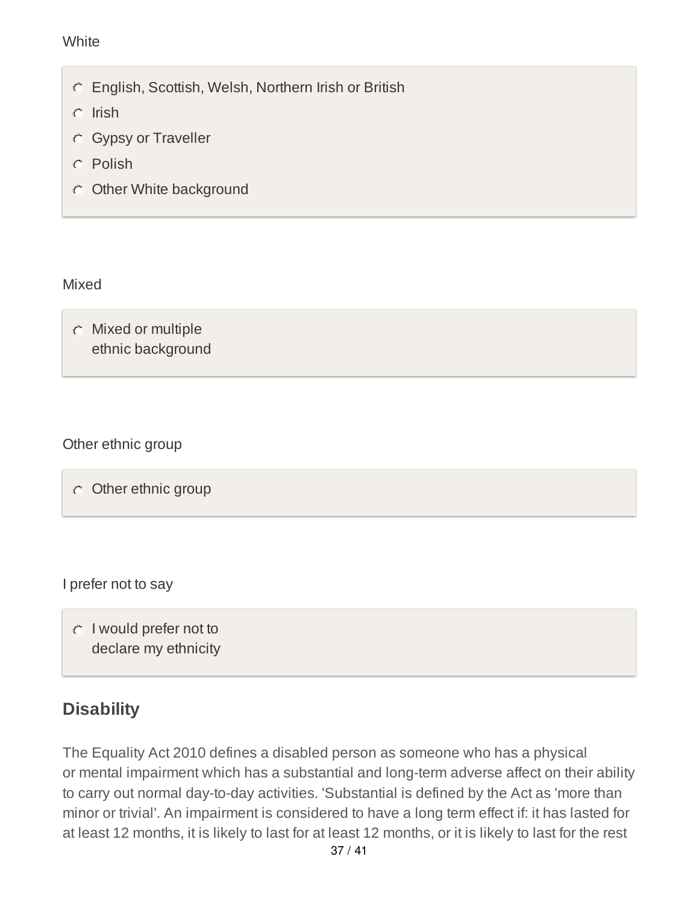White

- English, Scottish, Welsh, Northern Irish or British
- Irish
- Gypsy or Traveller
- Polish
- Other White background

Mixed

- Mixed or multiple ethnic background

Other ethnic group

- Other ethnic group

I prefer not to say

- I would prefer not to declare my ethnicity

## Disability

The Equality Act 2010 defines a disabled person as someone who has a physical or mental impairment which has a substantial and long-term adverse affect on their ability to carry out normal day-to-day activities. 'Substantial is defined by the Act as 'more than minor or trivial'. An impairment is considered to have a long term effect if: it has lasted for at least 12 months, it is likely to last for at least 12 months, or it is likely to last for the rest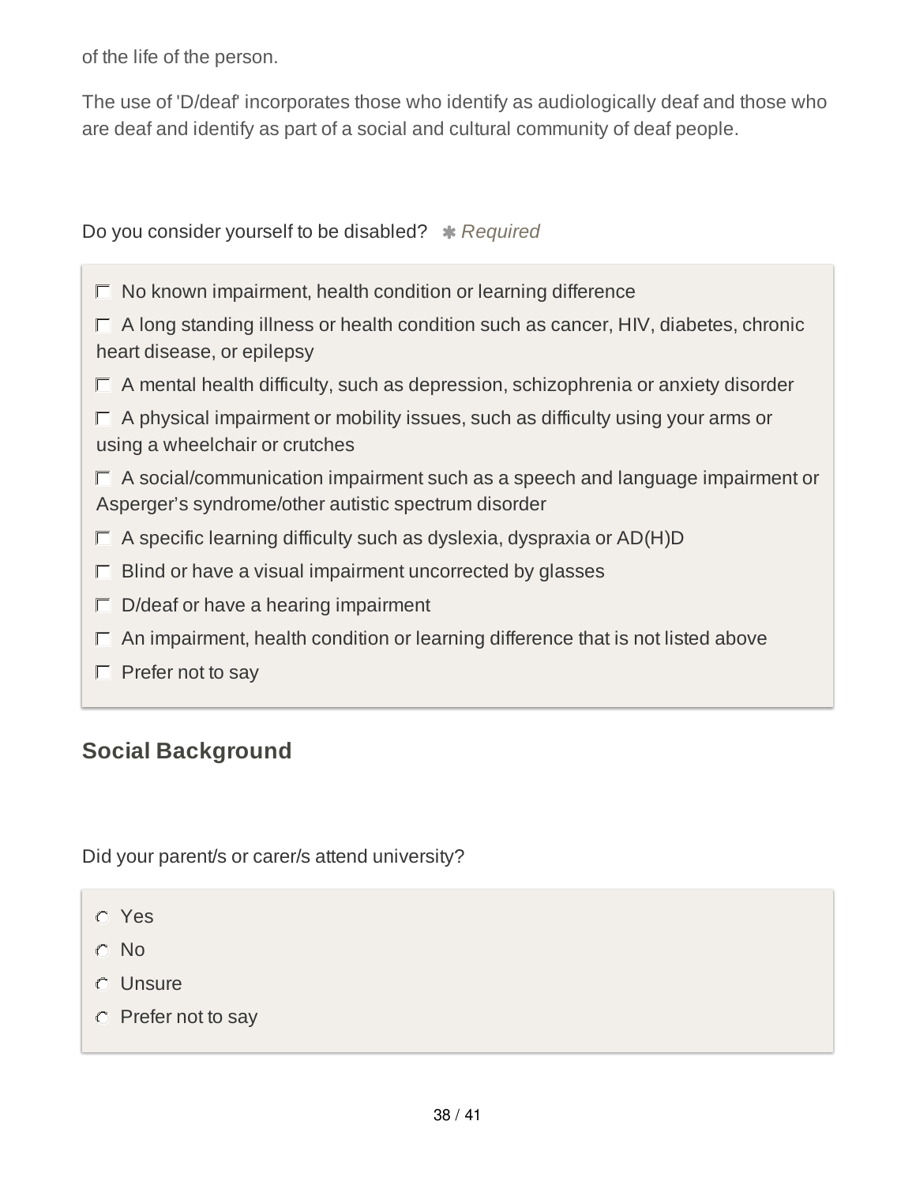of the life of the person.

The use of 'D/deaf' incorporates those who identify as audiologically deaf and those who are deaf and identify as part of a social and cultural community of deaf people.

Do you consider yourself to be disabled? ✱ *Required*

- ☐ No known impairment, health condition or learning difference
- ☐ A long standing illness or health condition such as cancer, HIV, diabetes, chronic heart disease, or epilepsy
- ☐ A mental health difficulty, such as depression, schizophrenia or anxiety disorder
- ☐ A physical impairment or mobility issues, such as difficulty using your arms or using a wheelchair or crutches
- ☐ A social/communication impairment such as a speech and language impairment or Asperger's syndrome/other autistic spectrum disorder
- ☐ A specific learning difficulty such as dyslexia, dyspraxia or AD(H)D
- ☐ Blind or have a visual impairment uncorrected by glasses
- ☐ D/deaf or have a hearing impairment
- ☐ An impairment, health condition or learning difference that is not listed above
- ☐ Prefer not to say

## Social Background

Did your parent/s or carer/s attend university?

- ○ Yes
- ○ No
- ○ Unsure
- ○ Prefer not to say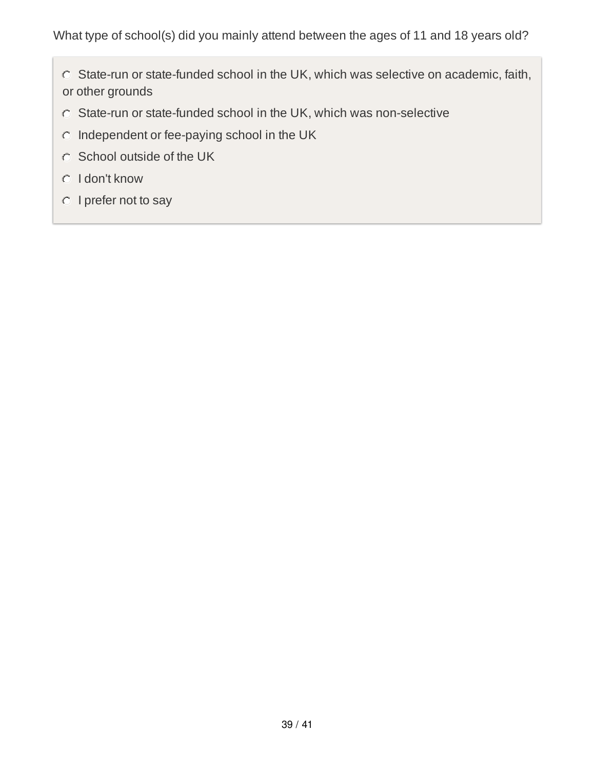What type of school(s) did you mainly attend between the ages of 11 and 18 years old?

- State-run or state-funded school in the UK, which was selective on academic, faith, or other grounds
- State-run or state-funded school in the UK, which was non-selective
- Independent or fee-paying school in the UK
- School outside of the UK
- I don't know
- I prefer not to say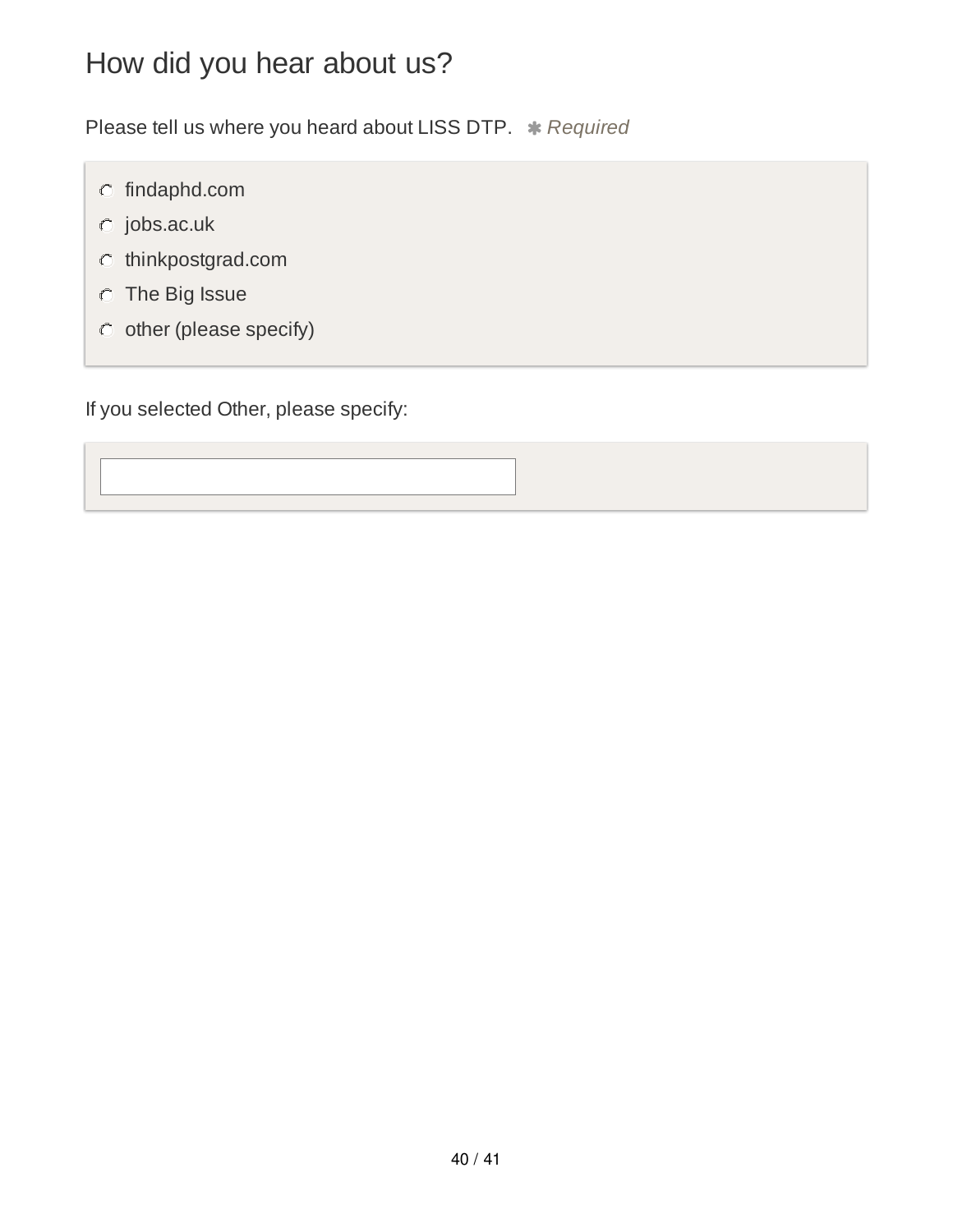# How did you hear about us?

Please tell us where you heard about LISS DTP. ✱ *Required*

- ○ findaphd.com
- ○ jobs.ac.uk
- ○ thinkpostgrad.com
- ○ The Big Issue
- ○ other (please specify)

If you selected Other, please specify:

[ ]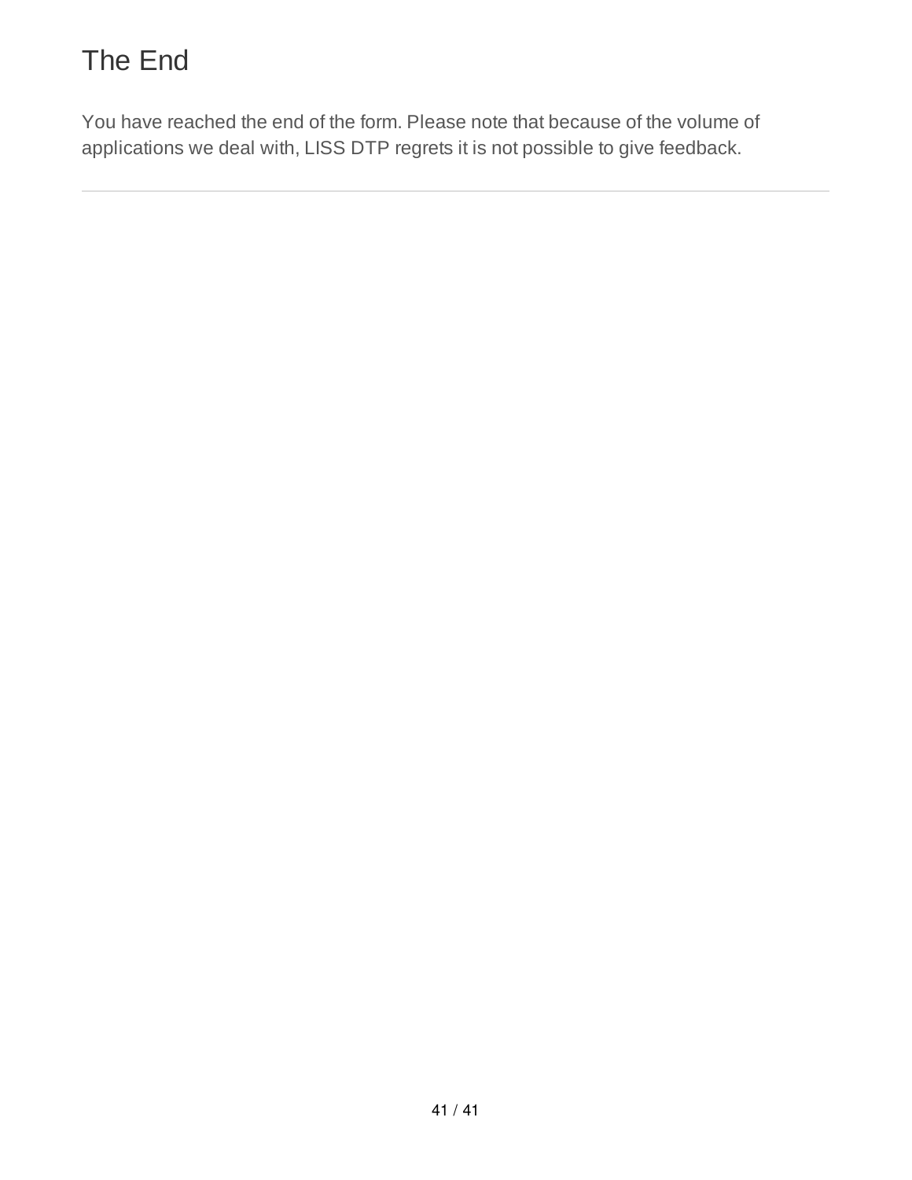# The End

You have reached the end of the form. Please note that because of the volume of applications we deal with, LISS DTP regrets it is not possible to give feedback.

---